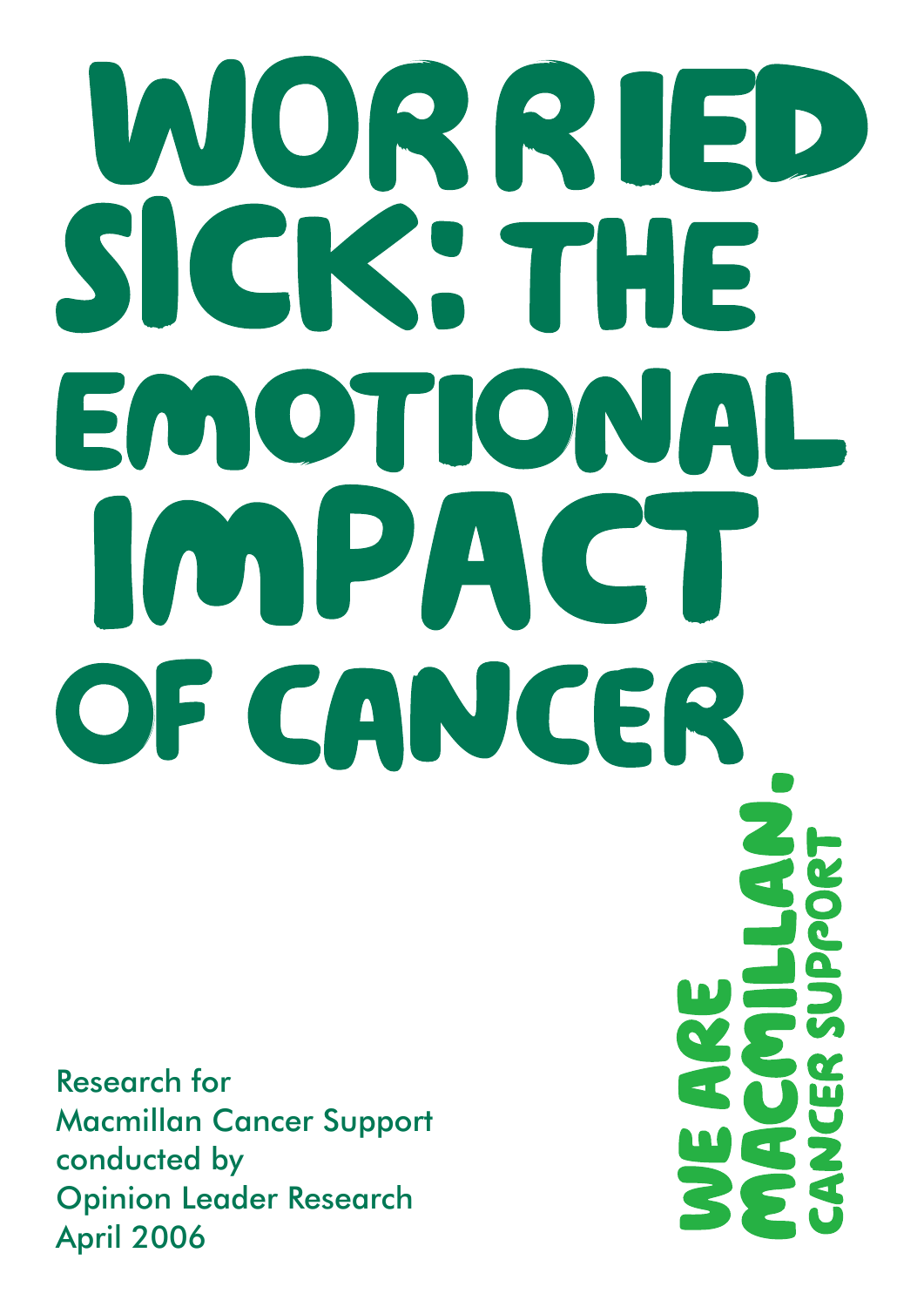# WORRIED SICK: THE EMOTIONAL IMPACT OF CANCER

Research for
Macmillan Cancer Support
conducted by
Opinion Leader Research
April 2006

WE ARE MACMILLAN. CANCER SUPPORT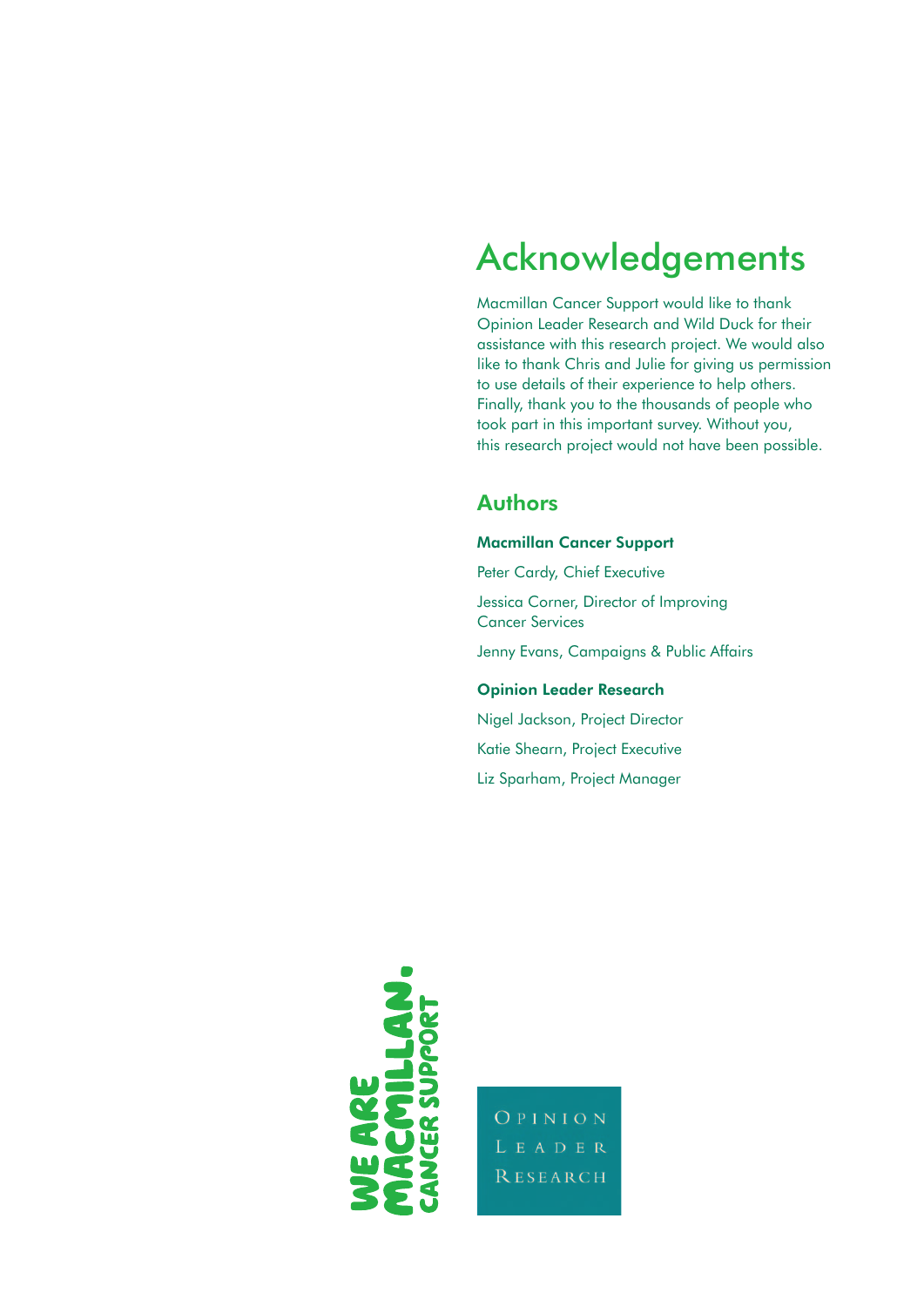# Acknowledgements

Macmillan Cancer Support would like to thank Opinion Leader Research and Wild Duck for their assistance with this research project. We would also like to thank Chris and Julie for giving us permission to use details of their experience to help others. Finally, thank you to the thousands of people who took part in this important survey. Without you, this research project would not have been possible.

## Authors

### Macmillan Cancer Support

Peter Cardy, Chief Executive

Jessica Corner, Director of Improving Cancer Services

Jenny Evans, Campaigns & Public Affairs

### Opinion Leader Research

Nigel Jackson, Project Director

Katie Shearn, Project Executive

Liz Sparham, Project Manager

WE ARE MACMILLAN. CANCER SUPPORT

OPINION LEADER RESEARCH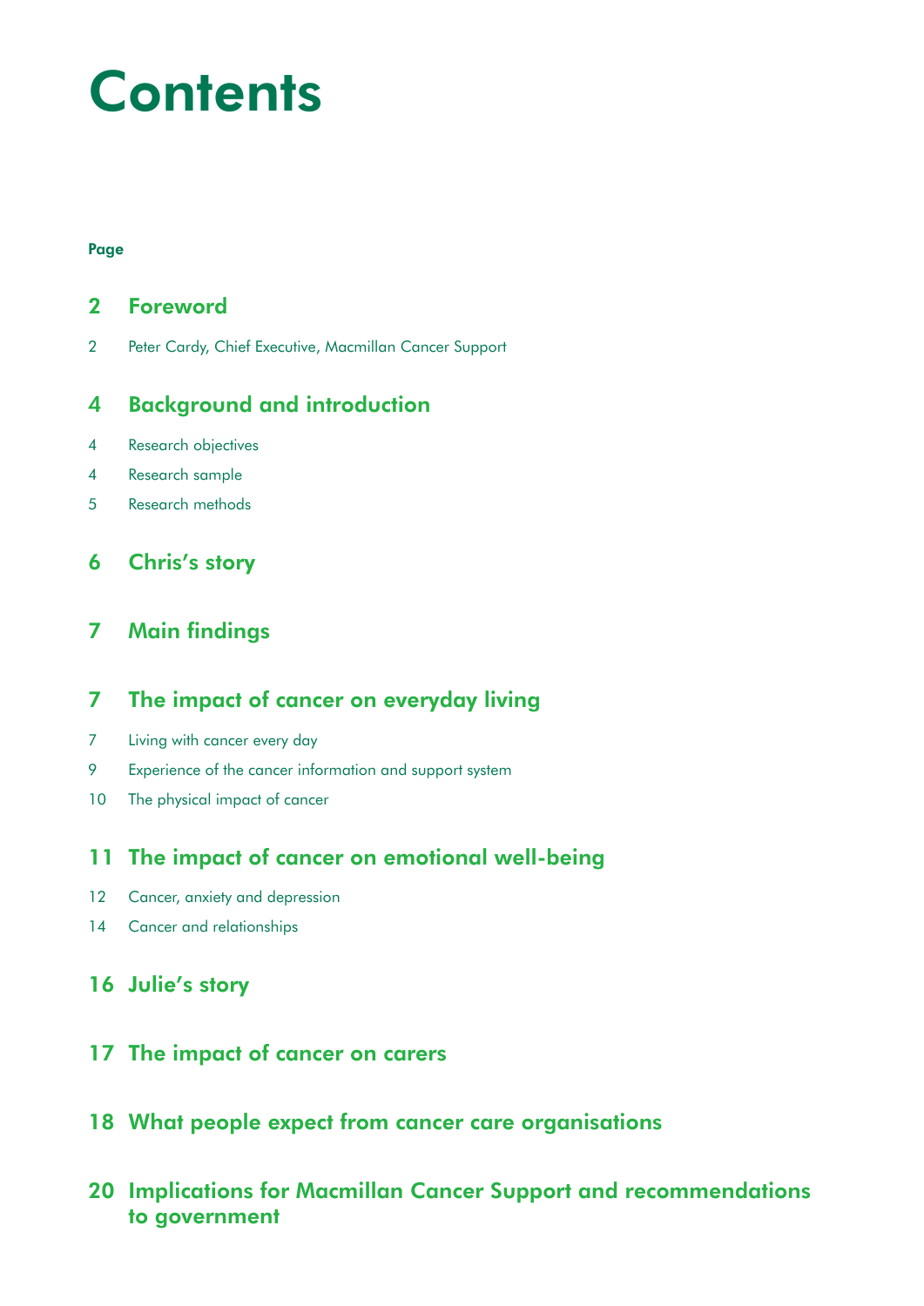# Contents

**Page**

## 2 Foreword

2 Peter Cardy, Chief Executive, Macmillan Cancer Support

## 4 Background and introduction

4 Research objectives

4 Research sample

5 Research methods

## 6 Chris's story

## 7 Main findings

## 7 The impact of cancer on everyday living

7 Living with cancer every day

9 Experience of the cancer information and support system

10 The physical impact of cancer

## 11 The impact of cancer on emotional well-being

12 Cancer, anxiety and depression

14 Cancer and relationships

## 16 Julie's story

## 17 The impact of cancer on carers

## 18 What people expect from cancer care organisations

## 20 Implications for Macmillan Cancer Support and recommendations to government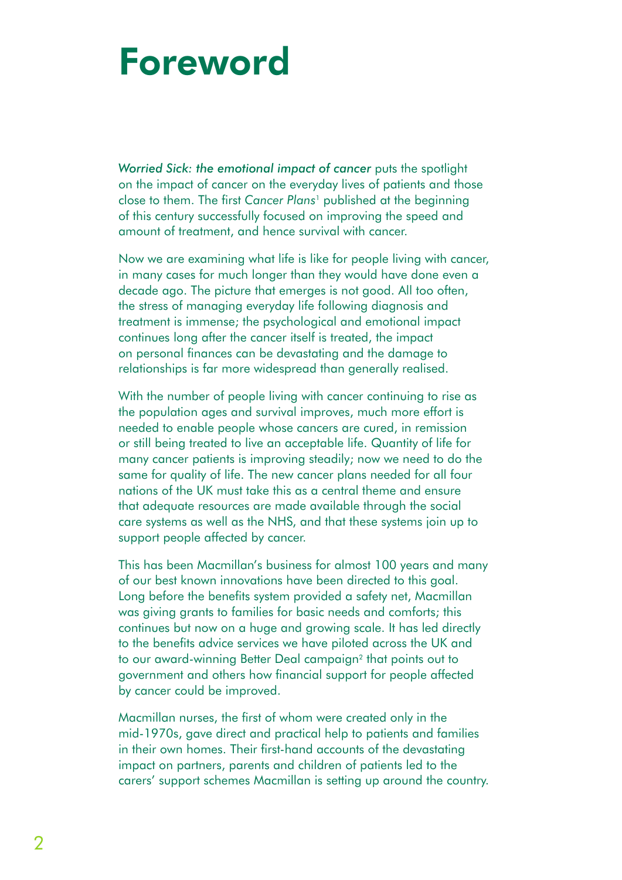# Foreword

*Worried Sick: the emotional impact of cancer* puts the spotlight on the impact of cancer on the everyday lives of patients and those close to them. The first *Cancer Plans*[1] published at the beginning of this century successfully focused on improving the speed and amount of treatment, and hence survival with cancer.

Now we are examining what life is like for people living with cancer, in many cases for much longer than they would have done even a decade ago. The picture that emerges is not good. All too often, the stress of managing everyday life following diagnosis and treatment is immense; the psychological and emotional impact continues long after the cancer itself is treated, the impact on personal finances can be devastating and the damage to relationships is far more widespread than generally realised.

With the number of people living with cancer continuing to rise as the population ages and survival improves, much more effort is needed to enable people whose cancers are cured, in remission or still being treated to live an acceptable life. Quantity of life for many cancer patients is improving steadily; now we need to do the same for quality of life. The new cancer plans needed for all four nations of the UK must take this as a central theme and ensure that adequate resources are made available through the social care systems as well as the NHS, and that these systems join up to support people affected by cancer.

This has been Macmillan's business for almost 100 years and many of our best known innovations have been directed to this goal. Long before the benefits system provided a safety net, Macmillan was giving grants to families for basic needs and comforts; this continues but now on a huge and growing scale. It has led directly to the benefits advice services we have piloted across the UK and to our award-winning Better Deal campaign[2] that points out to government and others how financial support for people affected by cancer could be improved.

Macmillan nurses, the first of whom were created only in the mid-1970s, gave direct and practical help to patients and families in their own homes. Their first-hand accounts of the devastating impact on partners, parents and children of patients led to the carers' support schemes Macmillan is setting up around the country.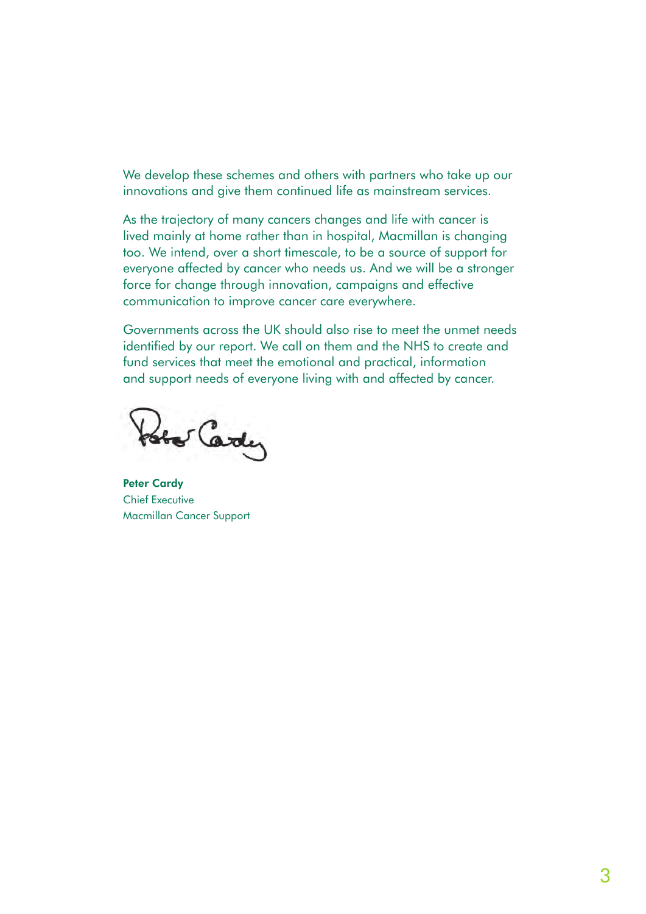We develop these schemes and others with partners who take up our innovations and give them continued life as mainstream services.

As the trajectory of many cancers changes and life with cancer is lived mainly at home rather than in hospital, Macmillan is changing too. We intend, over a short timescale, to be a source of support for everyone affected by cancer who needs us. And we will be a stronger force for change through innovation, campaigns and effective communication to improve cancer care everywhere.

Governments across the UK should also rise to meet the unmet needs identified by our report. We call on them and the NHS to create and fund services that meet the emotional and practical, information and support needs of everyone living with and affected by cancer.

**Peter Cardy**
Chief Executive
Macmillan Cancer Support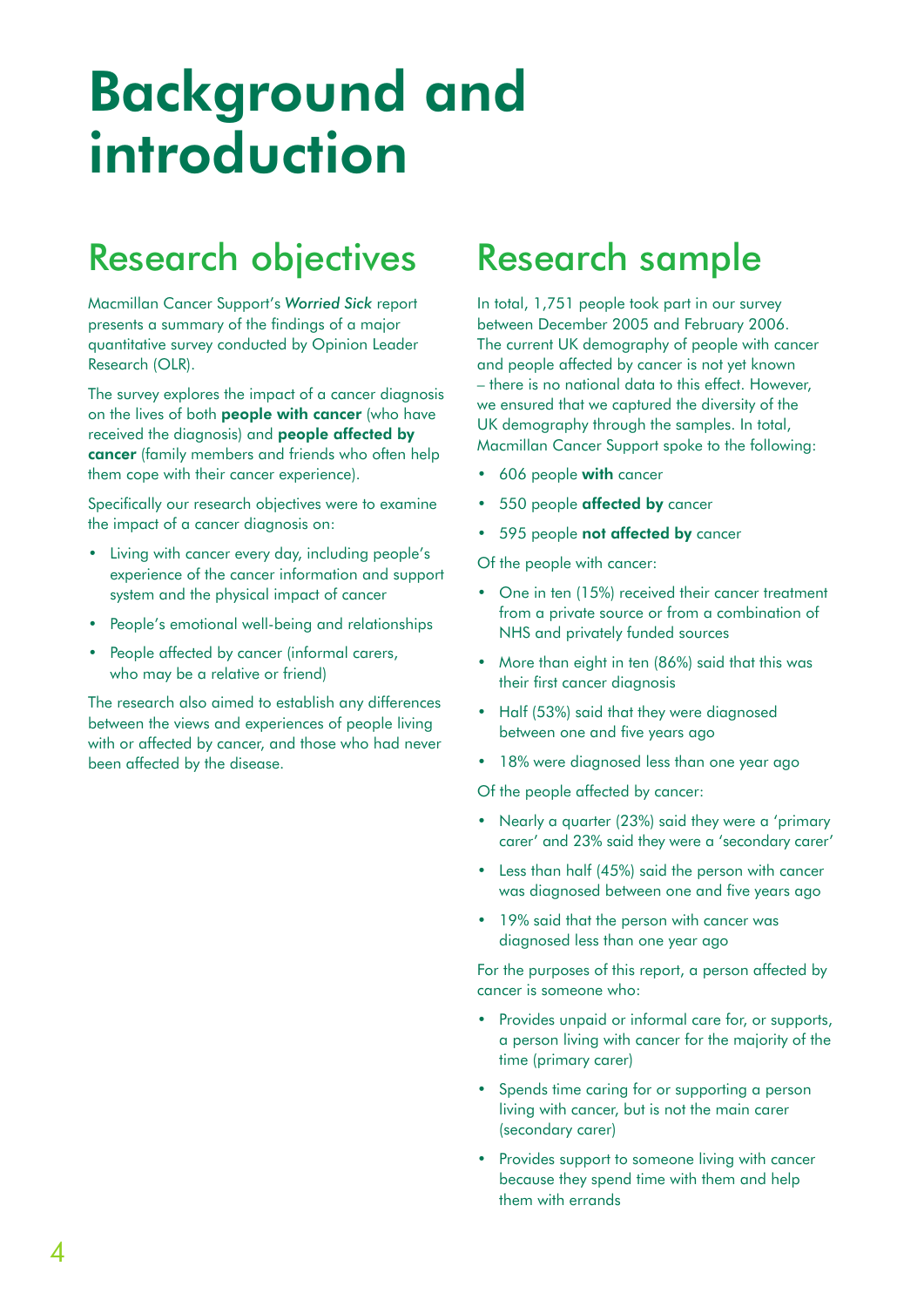# Background and introduction

## Research objectives

Macmillan Cancer Support's ***Worried Sick*** report presents a summary of the findings of a major quantitative survey conducted by Opinion Leader Research (OLR).

The survey explores the impact of a cancer diagnosis on the lives of both **people with cancer** (who have received the diagnosis) and **people affected by cancer** (family members and friends who often help them cope with their cancer experience).

Specifically our research objectives were to examine the impact of a cancer diagnosis on:

- Living with cancer every day, including people's experience of the cancer information and support system and the physical impact of cancer
- People's emotional well-being and relationships
- People affected by cancer (informal carers, who may be a relative or friend)

The research also aimed to establish any differences between the views and experiences of people living with or affected by cancer, and those who had never been affected by the disease.

## Research sample

In total, 1,751 people took part in our survey between December 2005 and February 2006. The current UK demography of people with cancer and people affected by cancer is not yet known – there is no national data to this effect. However, we ensured that we captured the diversity of the UK demography through the samples. In total, Macmillan Cancer Support spoke to the following:

- 606 people **with** cancer
- 550 people **affected by** cancer
- 595 people **not affected by** cancer

Of the people with cancer:

- One in ten (15%) received their cancer treatment from a private source or from a combination of NHS and privately funded sources
- More than eight in ten (86%) said that this was their first cancer diagnosis
- Half (53%) said that they were diagnosed between one and five years ago
- 18% were diagnosed less than one year ago

Of the people affected by cancer:

- Nearly a quarter (23%) said they were a 'primary carer' and 23% said they were a 'secondary carer'
- Less than half (45%) said the person with cancer was diagnosed between one and five years ago
- 19% said that the person with cancer was diagnosed less than one year ago

For the purposes of this report, a person affected by cancer is someone who:

- Provides unpaid or informal care for, or supports, a person living with cancer for the majority of the time (primary carer)
- Spends time caring for or supporting a person living with cancer, but is not the main carer (secondary carer)
- Provides support to someone living with cancer because they spend time with them and help them with errands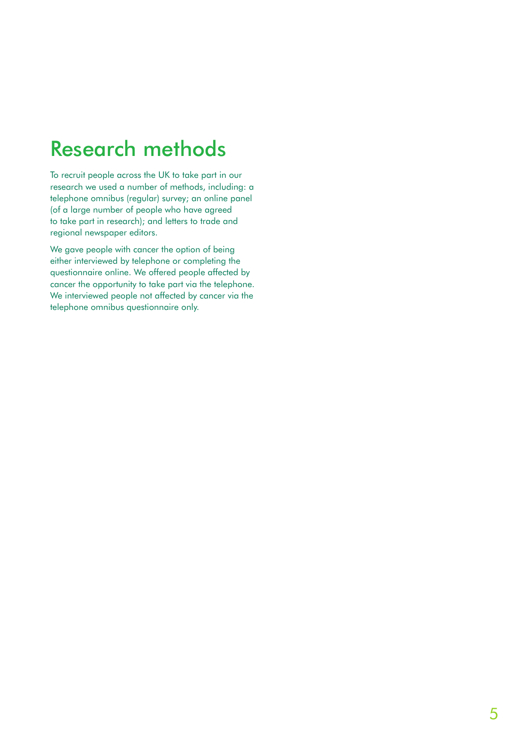# Research methods

To recruit people across the UK to take part in our research we used a number of methods, including: a telephone omnibus (regular) survey; an online panel (of a large number of people who have agreed to take part in research); and letters to trade and regional newspaper editors.

We gave people with cancer the option of being either interviewed by telephone or completing the questionnaire online. We offered people affected by cancer the opportunity to take part via the telephone. We interviewed people not affected by cancer via the telephone omnibus questionnaire only.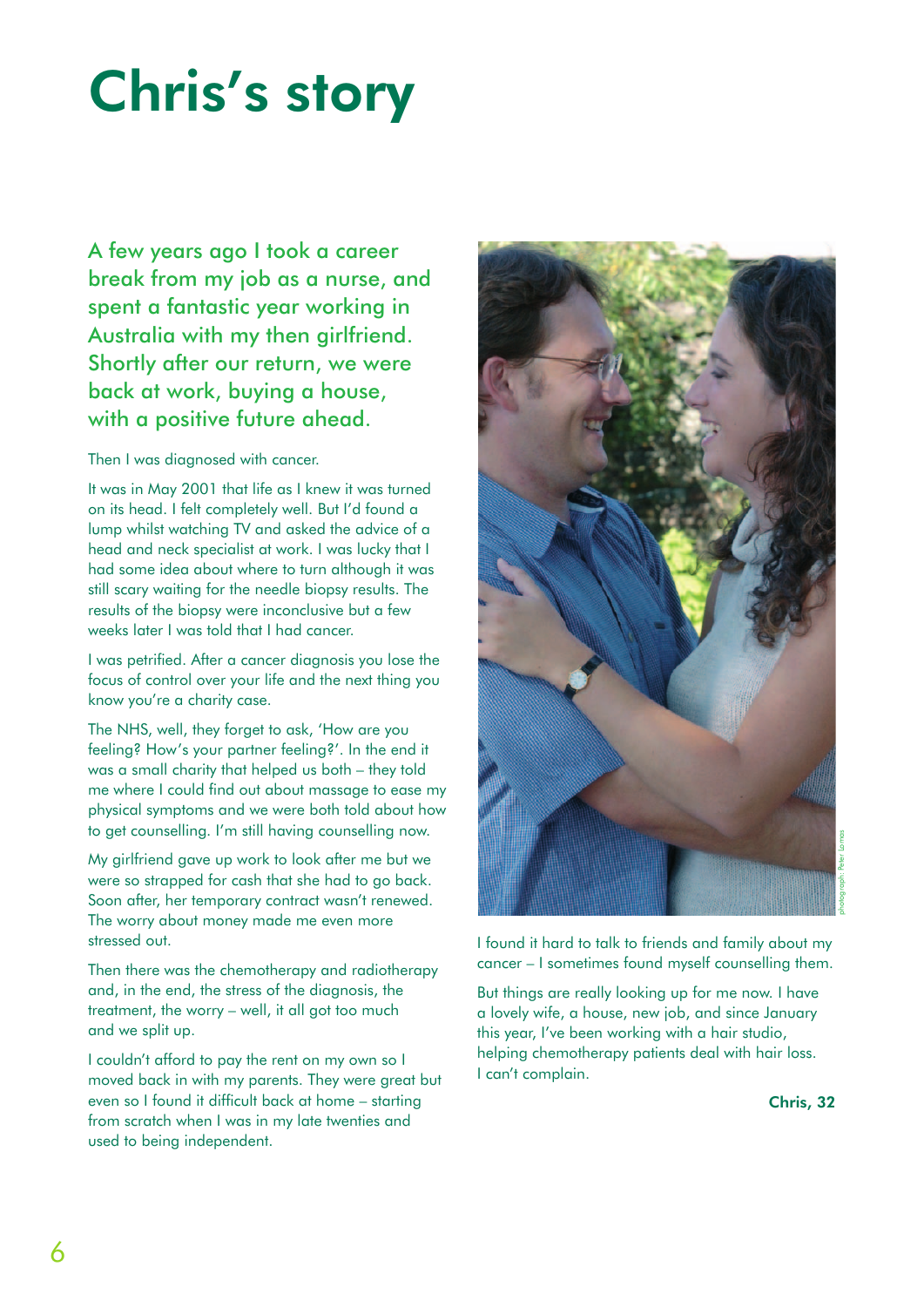# Chris's story

A few years ago I took a career break from my job as a nurse, and spent a fantastic year working in Australia with my then girlfriend. Shortly after our return, we were back at work, buying a house, with a positive future ahead.

Then I was diagnosed with cancer.

It was in May 2001 that life as I knew it was turned on its head. I felt completely well. But I'd found a lump whilst watching TV and asked the advice of a head and neck specialist at work. I was lucky that I had some idea about where to turn although it was still scary waiting for the needle biopsy results. The results of the biopsy were inconclusive but a few weeks later I was told that I had cancer.

I was petrified. After a cancer diagnosis you lose the focus of control over your life and the next thing you know you're a charity case.

The NHS, well, they forget to ask, 'How are you feeling? How's your partner feeling?'. In the end it was a small charity that helped us both – they told me where I could find out about massage to ease my physical symptoms and we were both told about how to get counselling. I'm still having counselling now.

My girlfriend gave up work to look after me but we were so strapped for cash that she had to go back. Soon after, her temporary contract wasn't renewed. The worry about money made me even more stressed out.

Then there was the chemotherapy and radiotherapy and, in the end, the stress of the diagnosis, the treatment, the worry – well, it all got too much and we split up.

I couldn't afford to pay the rent on my own so I moved back in with my parents. They were great but even so I found it difficult back at home – starting from scratch when I was in my late twenties and used to being independent.

photograph: Peter Lomas

I found it hard to talk to friends and family about my cancer – I sometimes found myself counselling them.

But things are really looking up for me now. I have a lovely wife, a house, new job, and since January this year, I've been working with a hair studio, helping chemotherapy patients deal with hair loss. I can't complain.

**Chris, 32**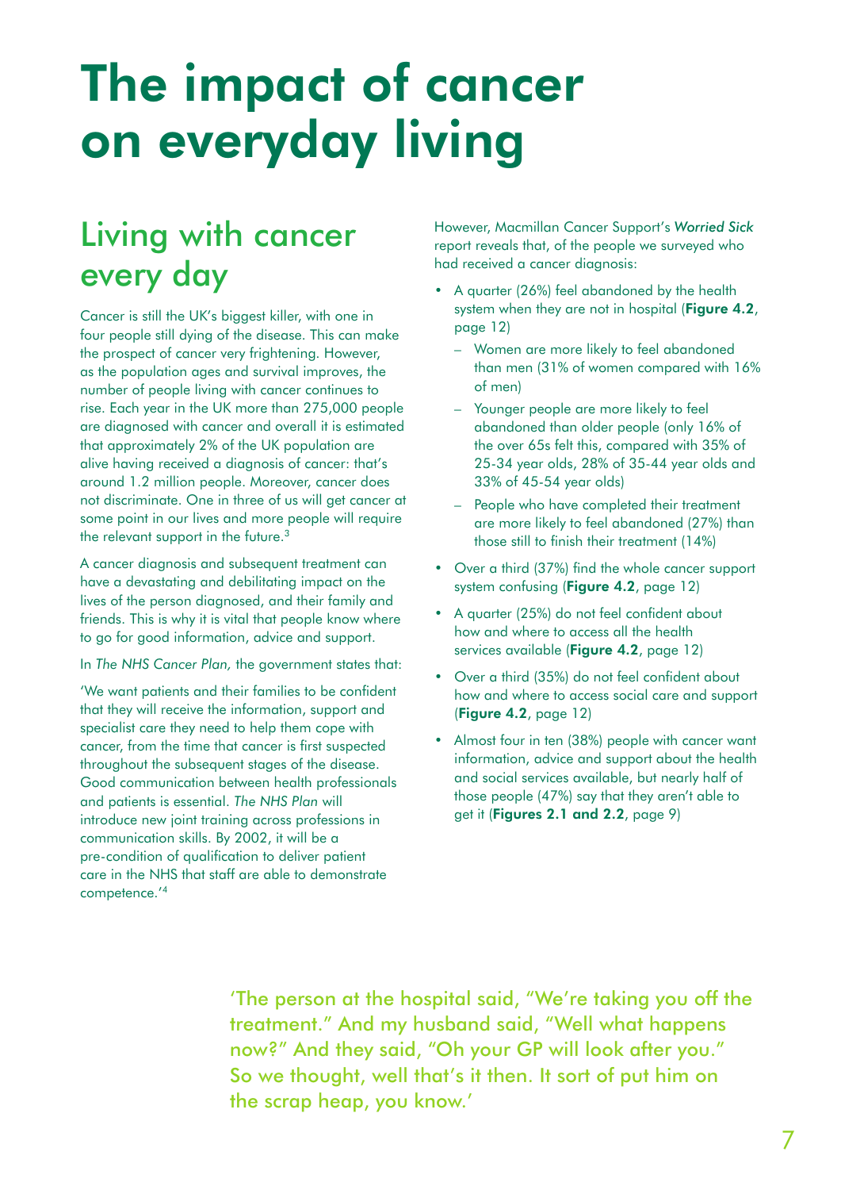# The impact of cancer on everyday living

## Living with cancer every day

Cancer is still the UK's biggest killer, with one in four people still dying of the disease. This can make the prospect of cancer very frightening. However, as the population ages and survival improves, the number of people living with cancer continues to rise. Each year in the UK more than 275,000 people are diagnosed with cancer and overall it is estimated that approximately 2% of the UK population are alive having received a diagnosis of cancer: that's around 1.2 million people. Moreover, cancer does not discriminate. One in three of us will get cancer at some point in our lives and more people will require the relevant support in the future.[3]

A cancer diagnosis and subsequent treatment can have a devastating and debilitating impact on the lives of the person diagnosed, and their family and friends. This is why it is vital that people know where to go for good information, advice and support.

In *The NHS Cancer Plan,* the government states that:

'We want patients and their families to be confident that they will receive the information, support and specialist care they need to help them cope with cancer, from the time that cancer is first suspected throughout the subsequent stages of the disease. Good communication between health professionals and patients is essential. *The NHS Plan* will introduce new joint training across professions in communication skills. By 2002, it will be a pre-condition of qualification to deliver patient care in the NHS that staff are able to demonstrate competence.'[4]

However, Macmillan Cancer Support's ***Worried Sick*** report reveals that, of the people we surveyed who had received a cancer diagnosis:

- A quarter (26%) feel abandoned by the health system when they are not in hospital (**Figure 4.2**, page 12)
  - Women are more likely to feel abandoned than men (31% of women compared with 16% of men)
  - Younger people are more likely to feel abandoned than older people (only 16% of the over 65s felt this, compared with 35% of 25-34 year olds, 28% of 35-44 year olds and 33% of 45-54 year olds)
  - People who have completed their treatment are more likely to feel abandoned (27%) than those still to finish their treatment (14%)
- Over a third (37%) find the whole cancer support system confusing (**Figure 4.2**, page 12)
- A quarter (25%) do not feel confident about how and where to access all the health services available (**Figure 4.2**, page 12)
- Over a third (35%) do not feel confident about how and where to access social care and support (**Figure 4.2**, page 12)
- Almost four in ten (38%) people with cancer want information, advice and support about the health and social services available, but nearly half of those people (47%) say that they aren't able to get it (**Figures 2.1 and 2.2**, page 9)

'The person at the hospital said, "We're taking you off the treatment." And my husband said, "Well what happens now?" And they said, "Oh your GP will look after you." So we thought, well that's it then. It sort of put him on the scrap heap, you know.'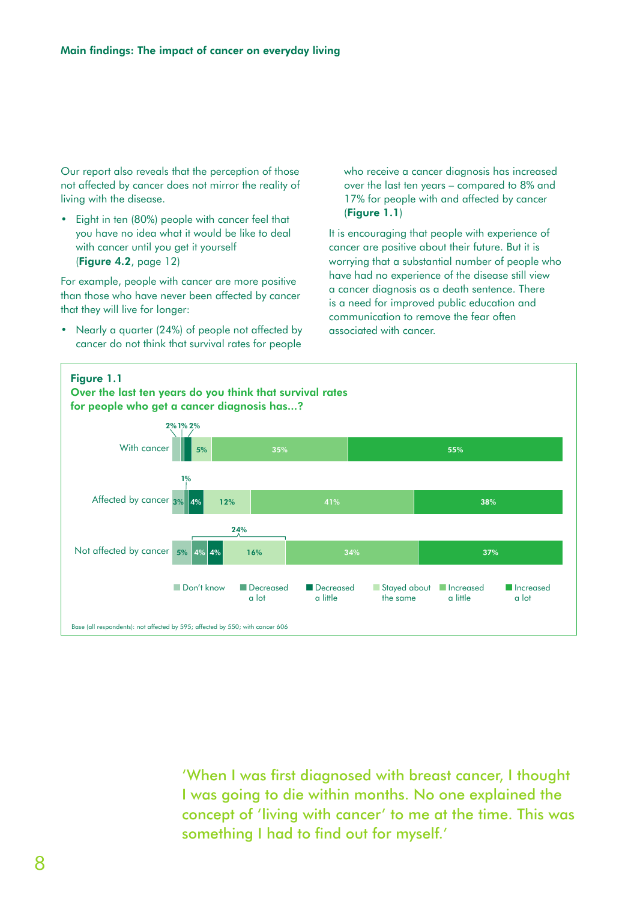Our report also reveals that the perception of those not affected by cancer does not mirror the reality of living with the disease.

- Eight in ten (80%) people with cancer feel that you have no idea what it would be like to deal with cancer until you get it yourself (**Figure 4.2**, page 12)

For example, people with cancer are more positive than those who have never been affected by cancer that they will live for longer:

- Nearly a quarter (24%) of people not affected by cancer do not think that survival rates for people who receive a cancer diagnosis has increased over the last ten years – compared to 8% and 17% for people with and affected by cancer (**Figure 1.1**)

It is encouraging that people with experience of cancer are positive about their future. But it is worrying that a substantial number of people who have had no experience of the disease still view a cancer diagnosis as a death sentence. There is a need for improved public education and communication to remove the fear often associated with cancer.

**Figure 1.1**
**Over the last ten years do you think that survival rates for people who get a cancer diagnosis has...?**

| | Don't know | Decreased a lot | Decreased a little | Stayed about the same | Increased a little | Increased a lot |
|---|---|---|---|---|---|---|
| With cancer | 2% | 1% | 2% | 5% | 35% | 55% |
| Affected by cancer | 3% | 1% | 4% | 12% | 41% | 38% |
| Not affected by cancer | 5% | 4% | 4% | 16% | 34% | 37% |

(Not affected by cancer: Decreased a lot + Decreased a little + Stayed about the same = 24%)

Base (all respondents): not affected by 595; affected by 550; with cancer 606

'When I was first diagnosed with breast cancer, I thought I was going to die within months. No one explained the concept of 'living with cancer' to me at the time. This was something I had to find out for myself.'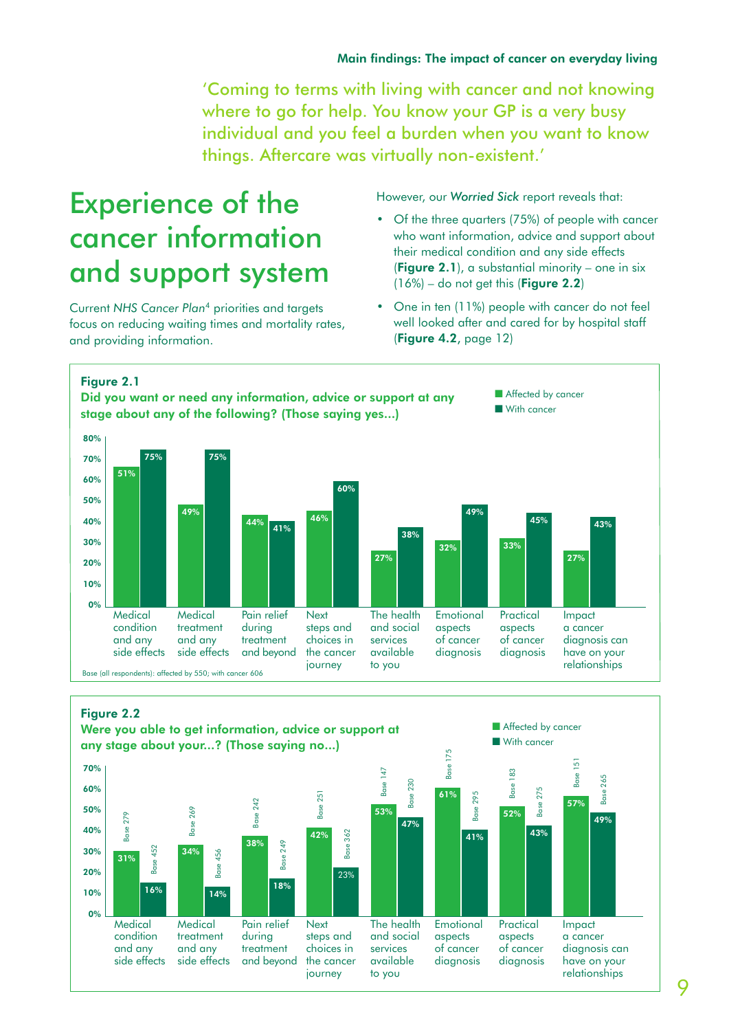'Coming to terms with living with cancer and not knowing where to go for help. You know your GP is a very busy individual and you feel a burden when you want to know things. Aftercare was virtually non-existent.'

## Experience of the cancer information and support system

Current *NHS Cancer Plan*[4] priorities and targets focus on reducing waiting times and mortality rates, and providing information.

However, our *Worried Sick* report reveals that:

- Of the three quarters (75%) of people with cancer who want information, advice and support about their medical condition and any side effects (**Figure 2.1**), a substantial minority – one in six (16%) – do not get this (**Figure 2.2**)
- One in ten (11%) people with cancer do not feel well looked after and cared for by hospital staff (**Figure 4.2**, page 12)

**Figure 2.1**

**Did you want or need any information, advice or support at any stage about any of the following? (Those saying yes...)**

| | Affected by cancer | With cancer |
|---|---|---|
| Medical condition and any side effects | 51% | 75% |
| Medical treatment and any side effects | 49% | 75% |
| Pain relief during treatment and beyond | 44% | 41% |
| Next steps and choices in the cancer journey | 46% | 60% |
| The health and social services available to you | 27% | 38% |
| Emotional aspects of cancer diagnosis | 32% | 49% |
| Practical aspects of cancer diagnosis | 33% | 45% |
| Impact a cancer diagnosis can have on your relationships | 27% | 43% |

Base (all respondents): affected by 550; with cancer 606

**Figure 2.2**

**Were you able to get information, advice or support at any stage about your...? (Those saying no...)**

| | Affected by cancer | With cancer |
|---|---|---|
| Medical condition and any side effects | 31% (Base 279) | 16% (Base 452) |
| Medical treatment and any side effects | 34% (Base 269) | 14% (Base 456) |
| Pain relief during treatment and beyond | 38% (Base 242) | 18% (Base 249) |
| Next steps and choices in the cancer journey | 42% (Base 251) | 23% (Base 362) |
| The health and social services available to you | 53% (Base 147) | 47% (Base 230) |
| Emotional aspects of cancer diagnosis | 61% (Base 175) | 41% (Base 295) |
| Practical aspects of cancer diagnosis | 52% (Base 183) | 43% (Base 275) |
| Impact a cancer diagnosis can have on your relationships | 57% (Base 151) | 49% (Base 265) |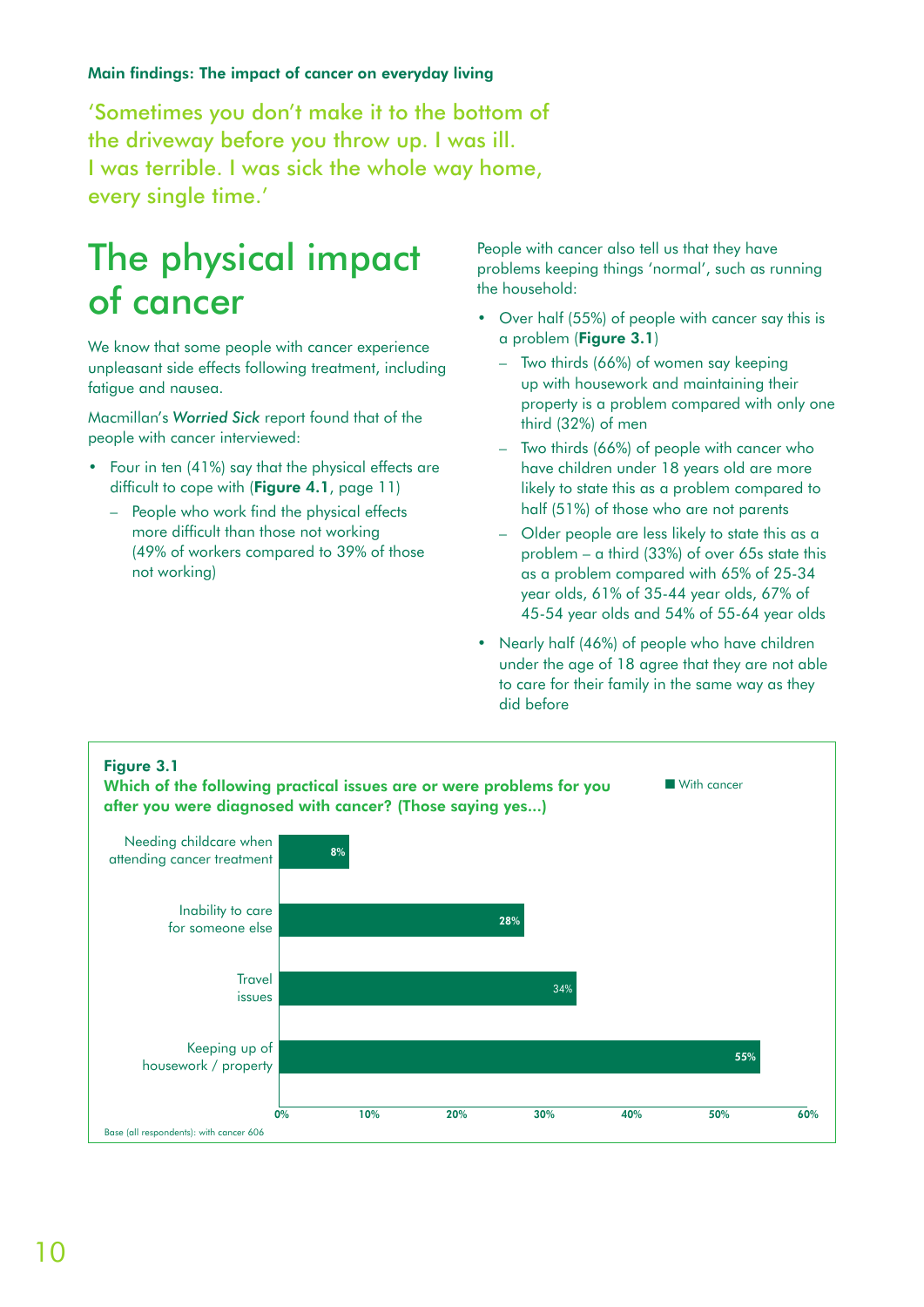Main findings: The impact of cancer on everyday living

'Sometimes you don't make it to the bottom of the driveway before you throw up. I was ill. I was terrible. I was sick the whole way home, every single time.'

# The physical impact of cancer

We know that some people with cancer experience unpleasant side effects following treatment, including fatigue and nausea.

Macmillan's ***Worried Sick*** report found that of the people with cancer interviewed:

- Four in ten (41%) say that the physical effects are difficult to cope with (**Figure 4.1**, page 11)
  - People who work find the physical effects more difficult than those not working (49% of workers compared to 39% of those not working)

People with cancer also tell us that they have problems keeping things 'normal', such as running the household:

- Over half (55%) of people with cancer say this is a problem (**Figure 3.1**)
  - Two thirds (66%) of women say keeping up with housework and maintaining their property is a problem compared with only one third (32%) of men
  - Two thirds (66%) of people with cancer who have children under 18 years old are more likely to state this as a problem compared to half (51%) of those who are not parents
  - Older people are less likely to state this as a problem – a third (33%) of over 65s state this as a problem compared with 65% of 25-34 year olds, 61% of 35-44 year olds, 67% of 45-54 year olds and 54% of 55-64 year olds
- Nearly half (46%) of people who have children under the age of 18 agree that they are not able to care for their family in the same way as they did before

**Figure 3.1**
**Which of the following practical issues are or were problems for you after you were diagnosed with cancer? (Those saying yes...)**

| Issue | With cancer |
| --- | --- |
| Needing childcare when attending cancer treatment | 8% |
| Inability to care for someone else | 28% |
| Travel issues | 34% |
| Keeping up of housework / property | 55% |

Base (all respondents): with cancer 606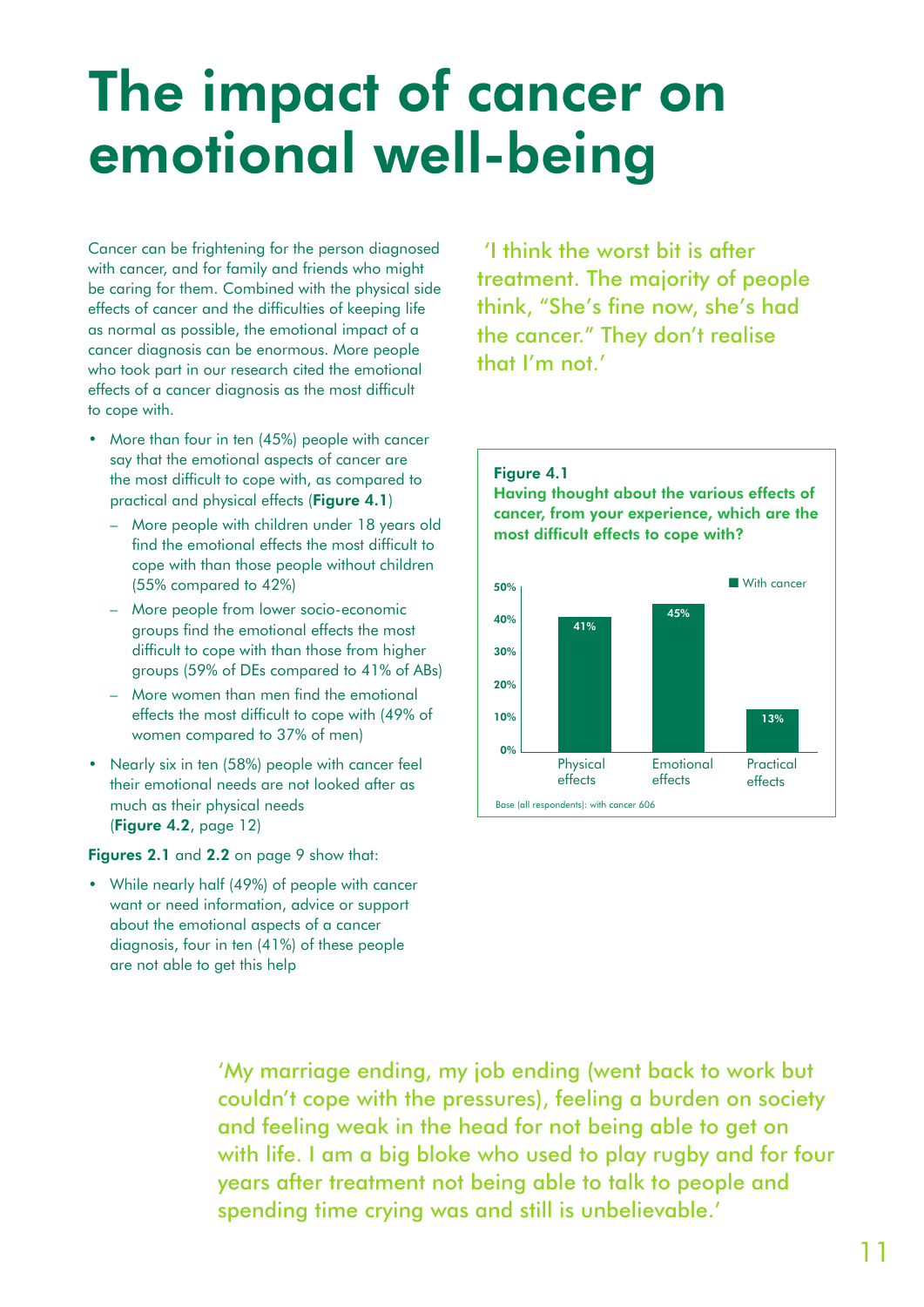# The impact of cancer on emotional well-being

Cancer can be frightening for the person diagnosed with cancer, and for family and friends who might be caring for them. Combined with the physical side effects of cancer and the difficulties of keeping life as normal as possible, the emotional impact of a cancer diagnosis can be enormous. More people who took part in our research cited the emotional effects of a cancer diagnosis as the most difficult to cope with.

- More than four in ten (45%) people with cancer say that the emotional aspects of cancer are the most difficult to cope with, as compared to practical and physical effects (**Figure 4.1**)
  - More people with children under 18 years old find the emotional effects the most difficult to cope with than those people without children (55% compared to 42%)
  - More people from lower socio-economic groups find the emotional effects the most difficult to cope with than those from higher groups (59% of DEs compared to 41% of ABs)
  - More women than men find the emotional effects the most difficult to cope with (49% of women compared to 37% of men)
- Nearly six in ten (58%) people with cancer feel their emotional needs are not looked after as much as their physical needs (**Figure 4.2**, page 12)

**Figures 2.1** and **2.2** on page 9 show that:

- While nearly half (49%) of people with cancer want or need information, advice or support about the emotional aspects of a cancer diagnosis, four in ten (41%) of these people are not able to get this help

'I think the worst bit is after treatment. The majority of people think, "She's fine now, she's had the cancer." They don't realise that I'm not.'

**Figure 4.1**
**Having thought about the various effects of cancer, from your experience, which are the most difficult effects to cope with?**

| | With cancer |
|---|---|
| Physical effects | 41% |
| Emotional effects | 45% |
| Practical effects | 13% |

Base (all respondents): with cancer 606

'My marriage ending, my job ending (went back to work but couldn't cope with the pressures), feeling a burden on society and feeling weak in the head for not being able to get on with life. I am a big bloke who used to play rugby and for four years after treatment not being able to talk to people and spending time crying was and still is unbelievable.'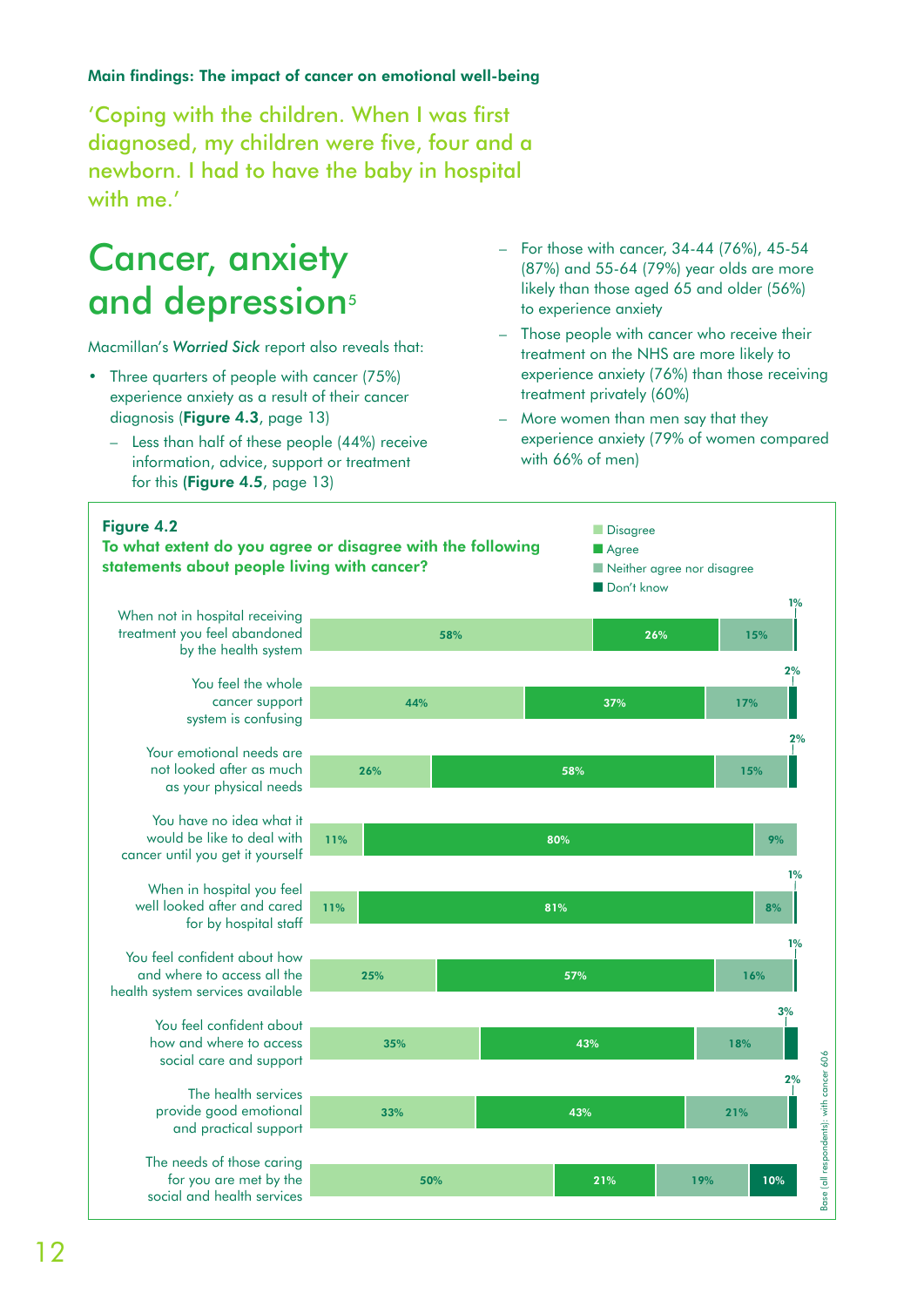Main findings: The impact of cancer on emotional well-being

'Coping with the children. When I was first diagnosed, my children were five, four and a newborn. I had to have the baby in hospital with me.'

## Cancer, anxiety and depression[5]

Macmillan's *Worried Sick* report also reveals that:

- Three quarters of people with cancer (75%) experience anxiety as a result of their cancer diagnosis (**Figure 4.3**, page 13)
  - Less than half of these people (44%) receive information, advice, support or treatment for this (**Figure 4.5**, page 13)
  - For those with cancer, 34-44 (76%), 45-54 (87%) and 55-64 (79%) year olds are more likely than those aged 65 and older (56%) to experience anxiety
  - Those people with cancer who receive their treatment on the NHS are more likely to experience anxiety (76%) than those receiving treatment privately (60%)
  - More women than men say that they experience anxiety (79% of women compared with 66% of men)

**Figure 4.2**
**To what extent do you agree or disagree with the following statements about people living with cancer?**

| Statement | Disagree | Agree | Neither agree nor disagree | Don't know |
|---|---|---|---|---|
| When not in hospital receiving treatment you feel abandoned by the health system | 58% | 26% | 15% | 1% |
| You feel the whole cancer support system is confusing | 44% | 37% | 17% | 2% |
| Your emotional needs are not looked after as much as your physical needs | 26% | 58% | 15% | 2% |
| You have no idea what it would be like to deal with cancer until you get it yourself | 11% | 80% | 9% | |
| When in hospital you feel well looked after and cared for by hospital staff | 11% | 81% | 8% | 1% |
| You feel confident about how and where to access all the health system services available | 25% | 57% | 16% | 1% |
| You feel confident about how and where to access social care and support | 35% | 43% | 18% | 3% |
| The health services provide good emotional and practical support | 33% | 43% | 21% | 2% |
| The needs of those caring for you are met by the social and health services | 50% | 21% | 19% | 10% |

Base (all respondents): with cancer 606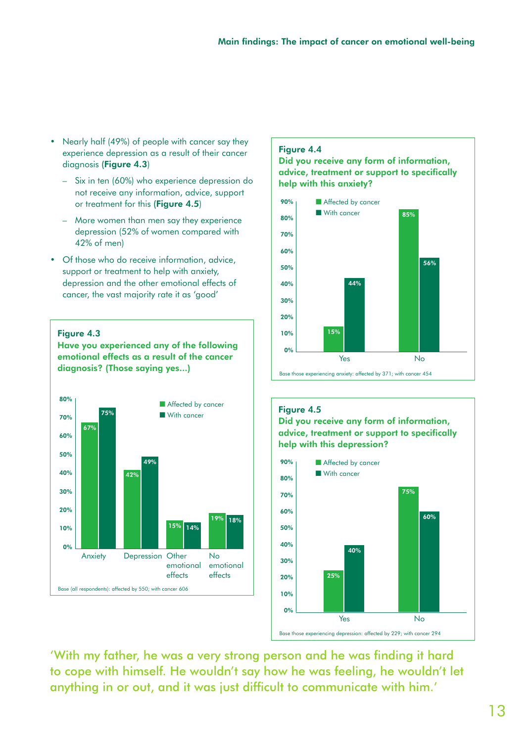- Nearly half (49%) of people with cancer say they experience depression as a result of their cancer diagnosis (**Figure 4.3**)
  - Six in ten (60%) who experience depression do not receive any information, advice, support or treatment for this (**Figure 4.5**)
  - More women than men say they experience depression (52% of women compared with 42% of men)
- Of those who do receive information, advice, support or treatment to help with anxiety, depression and the other emotional effects of cancer, the vast majority rate it as 'good'

**Figure 4.3**

**Have you experienced any of the following emotional effects as a result of the cancer diagnosis? (Those saying yes...)**

| | Affected by cancer | With cancer |
|---|---|---|
| Anxiety | 67% | 75% |
| Depression | 42% | 49% |
| Other emotional effects | 15% | 14% |
| No emotional effects | 19% | 18% |

Base (all respondents): affected by 550; with cancer 606

**Figure 4.4**

**Did you receive any form of information, advice, treatment or support to specifically help with this anxiety?**

| | Affected by cancer | With cancer |
|---|---|---|
| Yes | 15% | 44% |
| No | 85% | 56% |

Base those experiencing anxiety: affected by 371; with cancer 454

**Figure 4.5**

**Did you receive any form of information, advice, treatment or support to specifically help with this depression?**

| | Affected by cancer | With cancer |
|---|---|---|
| Yes | 25% | 40% |
| No | 75% | 60% |

Base those experiencing depression: affected by 229; with cancer 294

'With my father, he was a very strong person and he was finding it hard to cope with himself. He wouldn't say how he was feeling, he wouldn't let anything in or out, and it was just difficult to communicate with him.'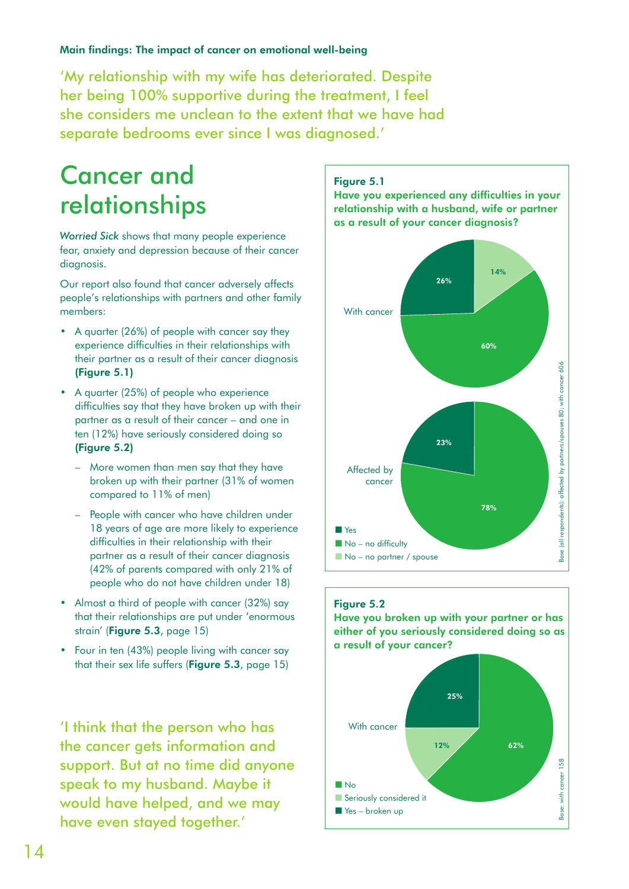**Main findings: The impact of cancer on emotional well-being**

'My relationship with my wife has deteriorated. Despite her being 100% supportive during the treatment, I feel she considers me unclean to the extent that we have had separate bedrooms ever since I was diagnosed.'

# Cancer and relationships

*Worried Sick* shows that many people experience fear, anxiety and depression because of their cancer diagnosis.

Our report also found that cancer adversely affects people's relationships with partners and other family members:

- A quarter (26%) of people with cancer say they experience difficulties in their relationships with their partner as a result of their cancer diagnosis **(Figure 5.1)**
- A quarter (25%) of people who experience difficulties say that they have broken up with their partner as a result of their cancer – and one in ten (12%) have seriously considered doing so **(Figure 5.2)**
  - More women than men say that they have broken up with their partner (31% of women compared to 11% of men)
  - People with cancer who have children under 18 years of age are more likely to experience difficulties in their relationship with their partner as a result of their cancer diagnosis (42% of parents compared with only 21% of people who do not have children under 18)
- Almost a third of people with cancer (32%) say that their relationships are put under 'enormous strain' (**Figure 5.3**, page 15)
- Four in ten (43%) people living with cancer say that their sex life suffers (**Figure 5.3**, page 15)

'I think that the person who has the cancer gets information and support. But at no time did anyone speak to my husband. Maybe it would have helped, and we may have even stayed together.'

**Figure 5.1**
**Have you experienced any difficulties in your relationship with a husband, wife or partner as a result of your cancer diagnosis?**

| | Yes | No – no difficulty | No – no partner / spouse |
|---|---|---|---|
| With cancer | 26% | 60% | 14% |
| Affected by cancer | 23% | 78% | |

Base (all respondents): affected by partners/spouses 80; with cancer 606

**Figure 5.2**
**Have you broken up with your partner or has either of you seriously considered doing so as a result of your cancer?**

| | No | Seriously considered it | Yes – broken up |
|---|---|---|---|
| With cancer | 62% | 12% | 25% |

Base: with cancer 158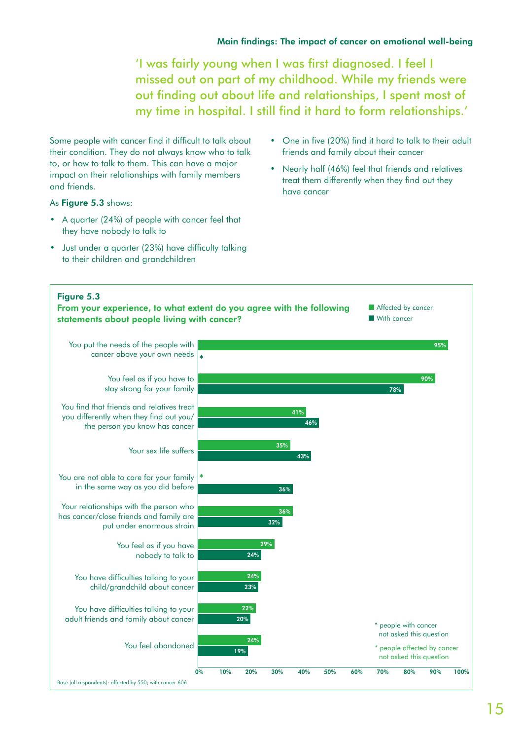'I was fairly young when I was first diagnosed. I feel I missed out on part of my childhood. While my friends were out finding out about life and relationships, I spent most of my time in hospital. I still find it hard to form relationships.'

Some people with cancer find it difficult to talk about their condition. They do not always know who to talk to, or how to talk to them. This can have a major impact on their relationships with family members and friends.

As **Figure 5.3** shows:

- A quarter (24%) of people with cancer feel that they have nobody to talk to
- Just under a quarter (23%) have difficulty talking to their children and grandchildren
- One in five (20%) find it hard to talk to their adult friends and family about their cancer
- Nearly half (46%) feel that friends and relatives treat them differently when they find out they have cancer

**Figure 5.3**

**From your experience, to what extent do you agree with the following statements about people living with cancer?**

| Statement | Affected by cancer | With cancer |
|---|---|---|
| You put the needs of the people with cancer above your own needs | 95% | * |
| You feel as if you have to stay strong for your family | 90% | 78% |
| You find that friends and relatives treat you differently when they find out you/the person you know has cancer | 41% | 46% |
| Your sex life suffers | 35% | 43% |
| You are not able to care for your family in the same way as you did before | * | 36% |
| Your relationships with the person who has cancer/close friends and family are put under enormous strain | 36% | 32% |
| You feel as if you have nobody to talk to | 29% | 24% |
| You have difficulties talking to your child/grandchild about cancer | 24% | 23% |
| You have difficulties talking to your adult friends and family about cancer | 22% | 20% |
| You feel abandoned | 24% | 19% |

\* people with cancer not asked this question

\* people affected by cancer not asked this question

Base (all respondents): affected by 550; with cancer 606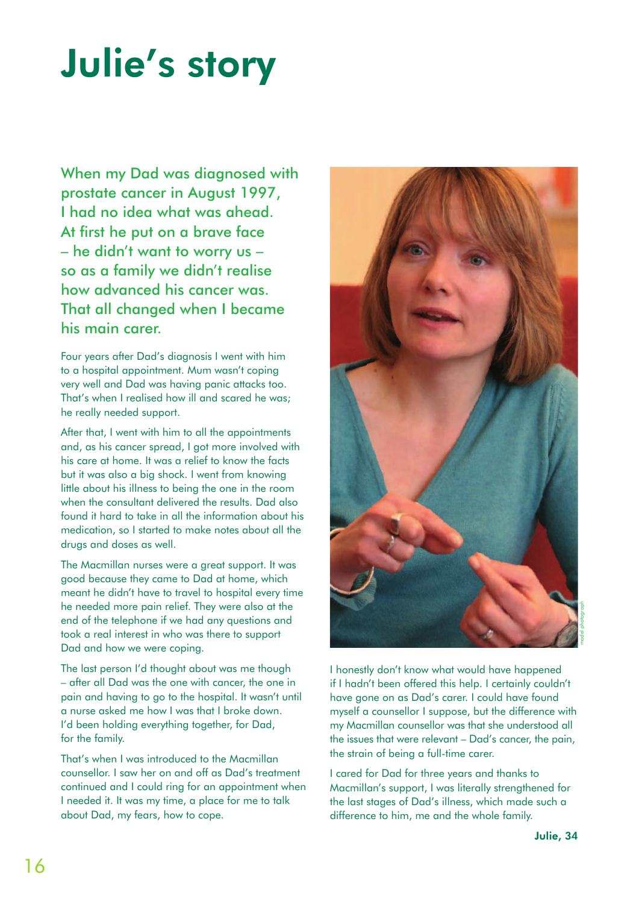# Julie's story

**When my Dad was diagnosed with prostate cancer in August 1997, I had no idea what was ahead. At first he put on a brave face – he didn't want to worry us – so as a family we didn't realise how advanced his cancer was. That all changed when I became his main carer.**

Four years after Dad's diagnosis I went with him to a hospital appointment. Mum wasn't coping very well and Dad was having panic attacks too. That's when I realised how ill and scared he was; he really needed support.

After that, I went with him to all the appointments and, as his cancer spread, I got more involved with his care at home. It was a relief to know the facts but it was also a big shock. I went from knowing little about his illness to being the one in the room when the consultant delivered the results. Dad also found it hard to take in all the information about his medication, so I started to make notes about all the drugs and doses as well.

The Macmillan nurses were a great support. It was good because they came to Dad at home, which meant he didn't have to travel to hospital every time he needed more pain relief. They were also at the end of the telephone if we had any questions and took a real interest in who was there to support Dad and how we were coping.

The last person I'd thought about was me though – after all Dad was the one with cancer, the one in pain and having to go to the hospital. It wasn't until a nurse asked me how I was that I broke down. I'd been holding everything together, for Dad, for the family.

That's when I was introduced to the Macmillan counsellor. I saw her on and off as Dad's treatment continued and I could ring for an appointment when I needed it. It was my time, a place for me to talk about Dad, my fears, how to cope.

model photograph

I honestly don't know what would have happened if I hadn't been offered this help. I certainly couldn't have gone on as Dad's carer. I could have found myself a counsellor I suppose, but the difference with my Macmillan counsellor was that she understood all the issues that were relevant – Dad's cancer, the pain, the strain of being a full-time carer.

I cared for Dad for three years and thanks to Macmillan's support, I was literally strengthened for the last stages of Dad's illness, which made such a difference to him, me and the whole family.

**Julie, 34**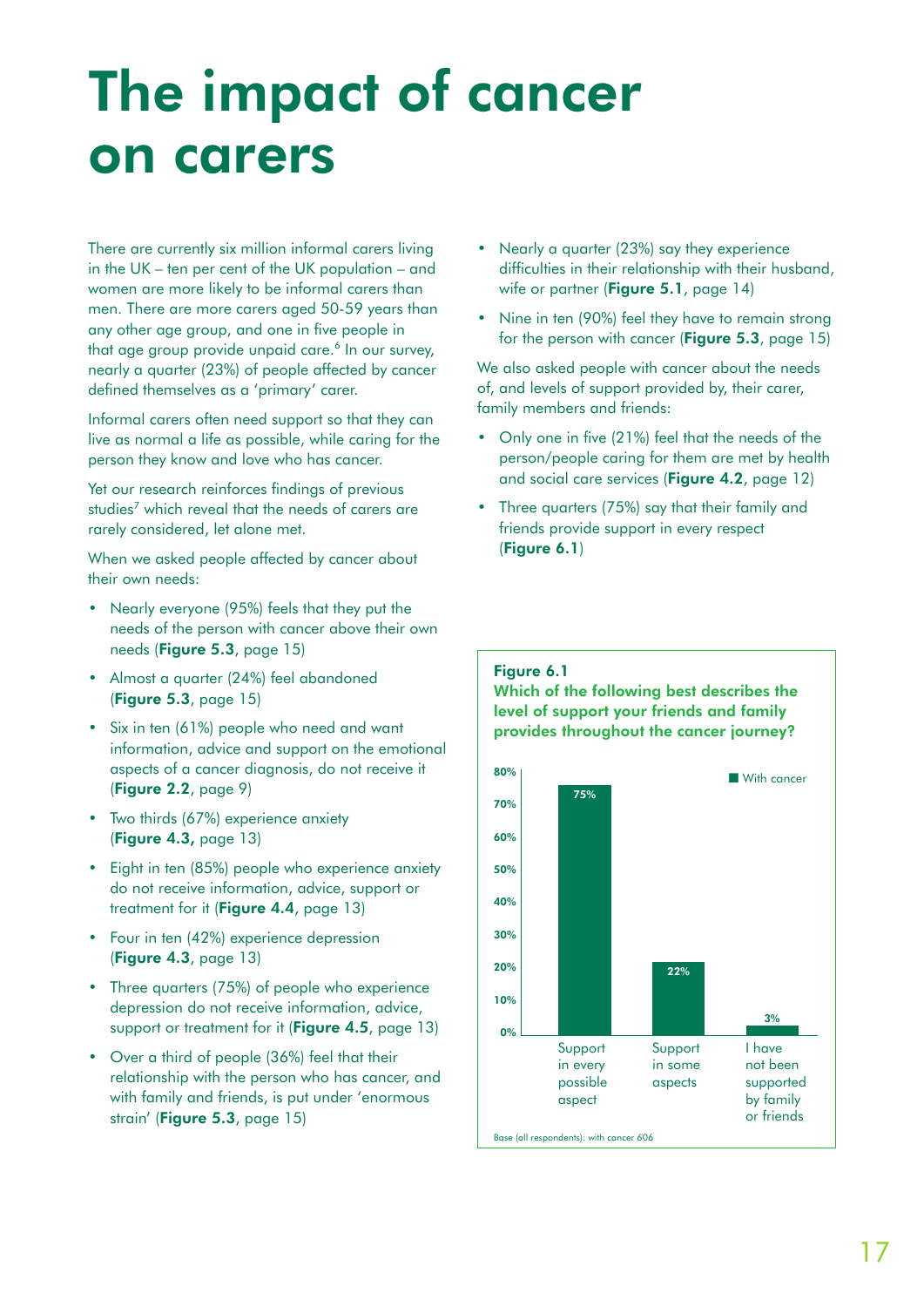# The impact of cancer on carers

There are currently six million informal carers living in the UK – ten per cent of the UK population – and women are more likely to be informal carers than men. There are more carers aged 50-59 years than any other age group, and one in five people in that age group provide unpaid care.[6] In our survey, nearly a quarter (23%) of people affected by cancer defined themselves as a 'primary' carer.

Informal carers often need support so that they can live as normal a life as possible, while caring for the person they know and love who has cancer.

Yet our research reinforces findings of previous studies[7] which reveal that the needs of carers are rarely considered, let alone met.

When we asked people affected by cancer about their own needs:

- Nearly everyone (95%) feels that they put the needs of the person with cancer above their own needs (**Figure 5.3**, page 15)
- Almost a quarter (24%) feel abandoned (**Figure 5.3**, page 15)
- Six in ten (61%) people who need and want information, advice and support on the emotional aspects of a cancer diagnosis, do not receive it (**Figure 2.2**, page 9)
- Two thirds (67%) experience anxiety (**Figure 4.3,** page 13)
- Eight in ten (85%) people who experience anxiety do not receive information, advice, support or treatment for it (**Figure 4.4**, page 13)
- Four in ten (42%) experience depression (**Figure 4.3**, page 13)
- Three quarters (75%) of people who experience depression do not receive information, advice, support or treatment for it (**Figure 4.5**, page 13)
- Over a third of people (36%) feel that their relationship with the person who has cancer, and with family and friends, is put under 'enormous strain' (**Figure 5.3**, page 15)
- Nearly a quarter (23%) say they experience difficulties in their relationship with their husband, wife or partner (**Figure 5.1**, page 14)
- Nine in ten (90%) feel they have to remain strong for the person with cancer (**Figure 5.3**, page 15)

We also asked people with cancer about the needs of, and levels of support provided by, their carer, family members and friends:

- Only one in five (21%) feel that the needs of the person/people caring for them are met by health and social care services (**Figure 4.2**, page 12)
- Three quarters (75%) say that their family and friends provide support in every respect (**Figure 6.1**)

**Figure 6.1**
**Which of the following best describes the level of support your friends and family provides throughout the cancer journey?**

| | With cancer |
|---|---|
| Support in every possible aspect | 75% |
| Support in some aspects | 22% |
| I have not been supported by family or friends | 3% |

Base (all respondents): with cancer 606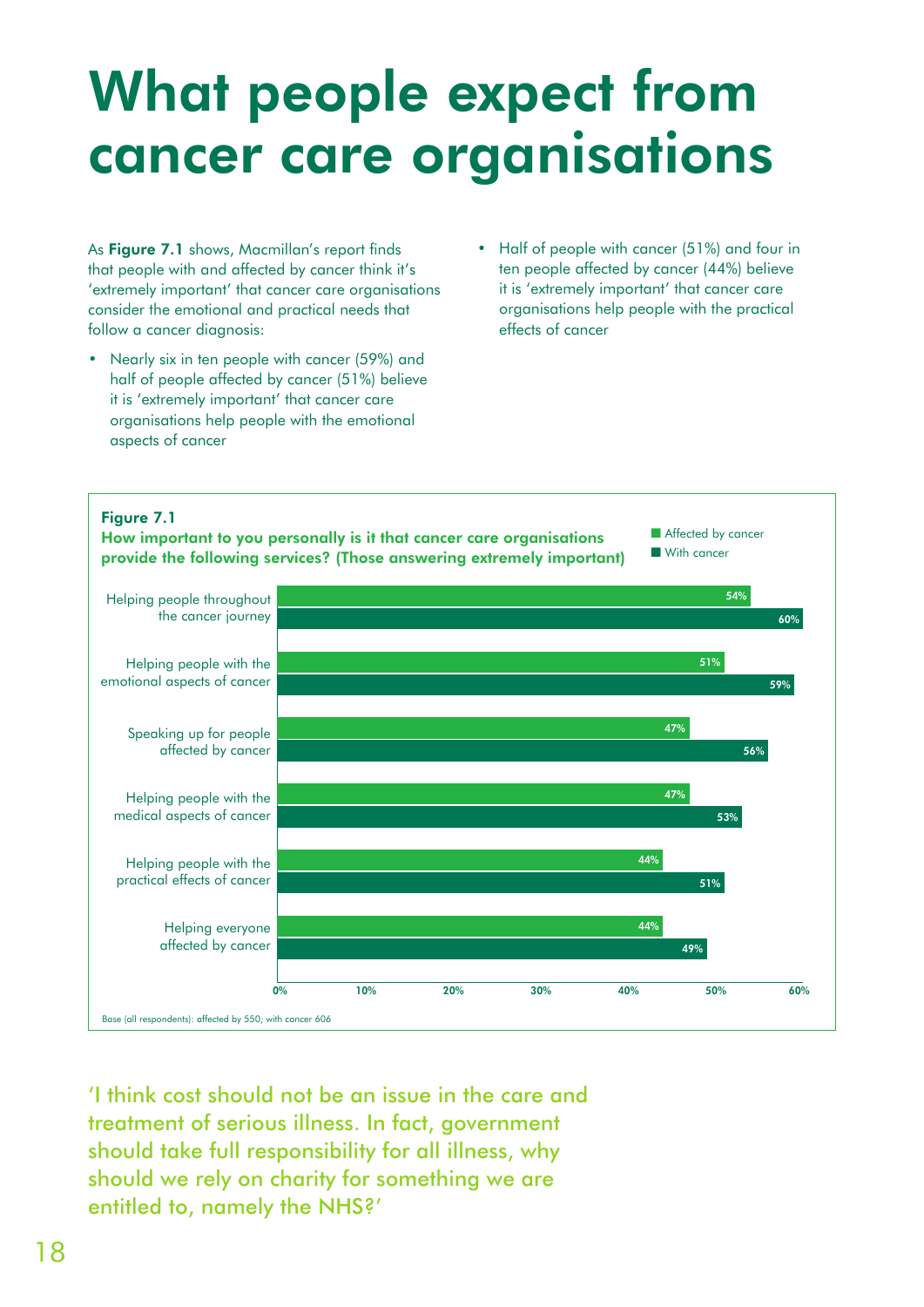# What people expect from cancer care organisations

As **Figure 7.1** shows, Macmillan's report finds that people with and affected by cancer think it's 'extremely important' that cancer care organisations consider the emotional and practical needs that follow a cancer diagnosis:

- Nearly six in ten people with cancer (59%) and half of people affected by cancer (51%) believe it is 'extremely important' that cancer care organisations help people with the emotional aspects of cancer
- Half of people with cancer (51%) and four in ten people affected by cancer (44%) believe it is 'extremely important' that cancer care organisations help people with the practical effects of cancer

**Figure 7.1**
**How important to you personally is it that cancer care organisations provide the following services? (Those answering extremely important)**

| | Affected by cancer | With cancer |
|---|---|---|
| Helping people throughout the cancer journey | 54% | 60% |
| Helping people with the emotional aspects of cancer | 51% | 59% |
| Speaking up for people affected by cancer | 47% | 56% |
| Helping people with the medical aspects of cancer | 47% | 53% |
| Helping people with the practical effects of cancer | 44% | 51% |
| Helping everyone affected by cancer | 44% | 49% |

Base (all respondents): affected by 550; with cancer 606

'I think cost should not be an issue in the care and treatment of serious illness. In fact, government should take full responsibility for all illness, why should we rely on charity for something we are entitled to, namely the NHS?'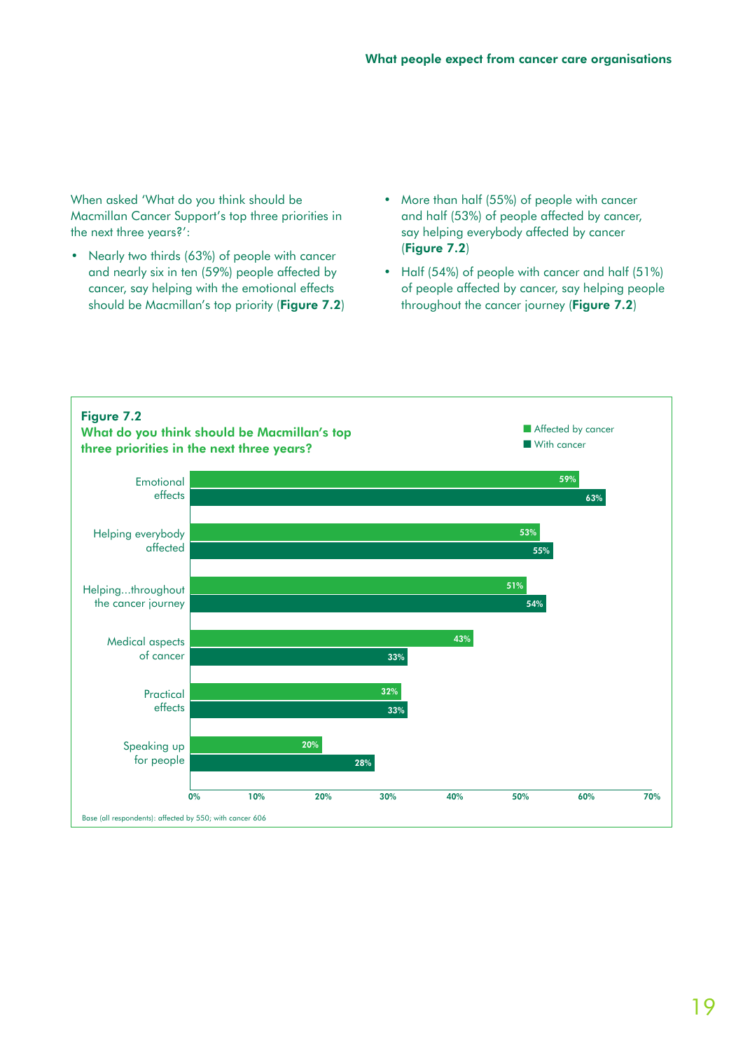When asked 'What do you think should be Macmillan Cancer Support's top three priorities in the next three years?':

- Nearly two thirds (63%) of people with cancer and nearly six in ten (59%) people affected by cancer, say helping with the emotional effects should be Macmillan's top priority (**Figure 7.2**)
- More than half (55%) of people with cancer and half (53%) of people affected by cancer, say helping everybody affected by cancer (**Figure 7.2**)
- Half (54%) of people with cancer and half (51%) of people affected by cancer, say helping people throughout the cancer journey (**Figure 7.2**)

**Figure 7.2**
**What do you think should be Macmillan's top three priorities in the next three years?**

| | Affected by cancer | With cancer |
|---|---|---|
| Emotional effects | 59% | 63% |
| Helping everybody affected | 53% | 55% |
| Helping...throughout the cancer journey | 51% | 54% |
| Medical aspects of cancer | 43% | 33% |
| Practical effects | 32% | 33% |
| Speaking up for people | 20% | 28% |

Base (all respondents): affected by 550; with cancer 606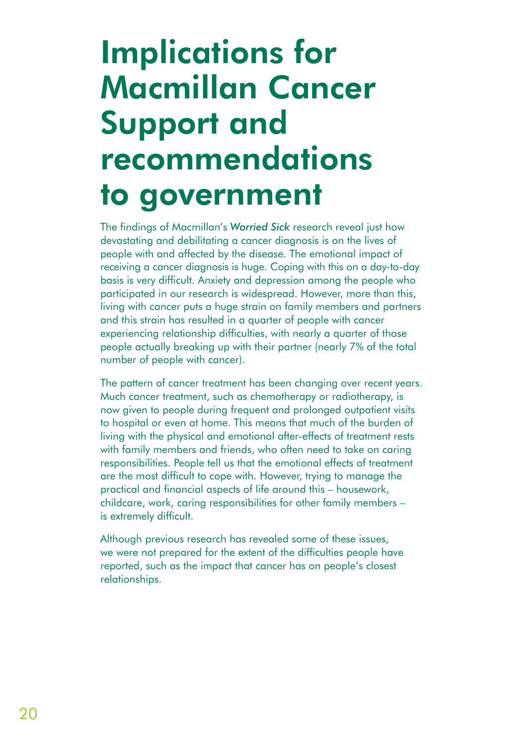# Implications for Macmillan Cancer Support and recommendations to government

The findings of Macmillan's *Worried Sick* research reveal just how devastating and debilitating a cancer diagnosis is on the lives of people with and affected by the disease. The emotional impact of receiving a cancer diagnosis is huge. Coping with this on a day-to-day basis is very difficult. Anxiety and depression among the people who participated in our research is widespread. However, more than this, living with cancer puts a huge strain on family members and partners and this strain has resulted in a quarter of people with cancer experiencing relationship difficulties, with nearly a quarter of those people actually breaking up with their partner (nearly 7% of the total number of people with cancer).

The pattern of cancer treatment has been changing over recent years. Much cancer treatment, such as chemotherapy or radiotherapy, is now given to people during frequent and prolonged outpatient visits to hospital or even at home. This means that much of the burden of living with the physical and emotional after-effects of treatment rests with family members and friends, who often need to take on caring responsibilities. People tell us that the emotional effects of treatment are the most difficult to cope with. However, trying to manage the practical and financial aspects of life around this – housework, childcare, work, caring responsibilities for other family members – is extremely difficult.

Although previous research has revealed some of these issues, we were not prepared for the extent of the difficulties people have reported, such as the impact that cancer has on people's closest relationships.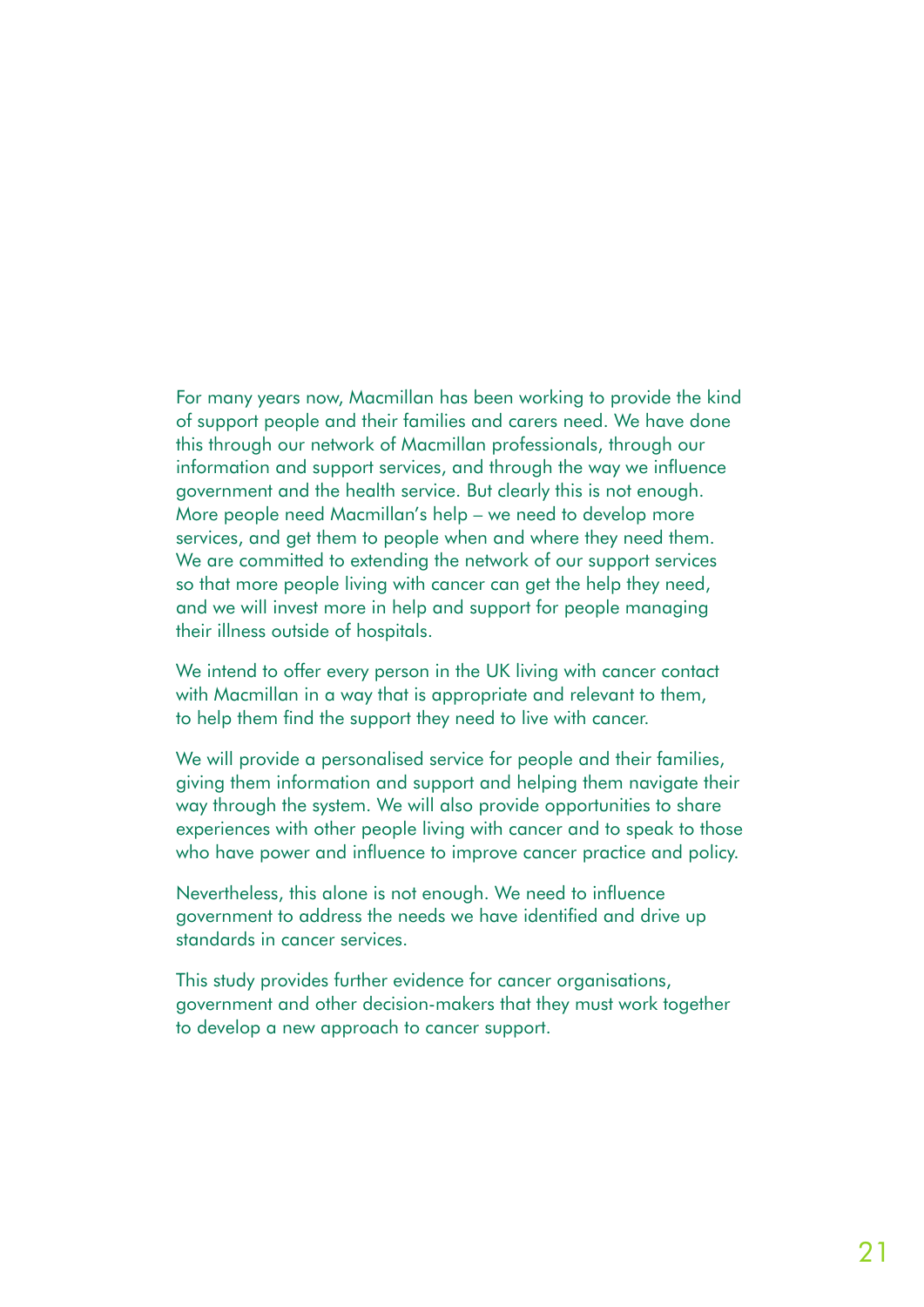For many years now, Macmillan has been working to provide the kind of support people and their families and carers need. We have done this through our network of Macmillan professionals, through our information and support services, and through the way we influence government and the health service. But clearly this is not enough. More people need Macmillan's help – we need to develop more services, and get them to people when and where they need them. We are committed to extending the network of our support services so that more people living with cancer can get the help they need, and we will invest more in help and support for people managing their illness outside of hospitals.

We intend to offer every person in the UK living with cancer contact with Macmillan in a way that is appropriate and relevant to them, to help them find the support they need to live with cancer.

We will provide a personalised service for people and their families, giving them information and support and helping them navigate their way through the system. We will also provide opportunities to share experiences with other people living with cancer and to speak to those who have power and influence to improve cancer practice and policy.

Nevertheless, this alone is not enough. We need to influence government to address the needs we have identified and drive up standards in cancer services.

This study provides further evidence for cancer organisations, government and other decision-makers that they must work together to develop a new approach to cancer support.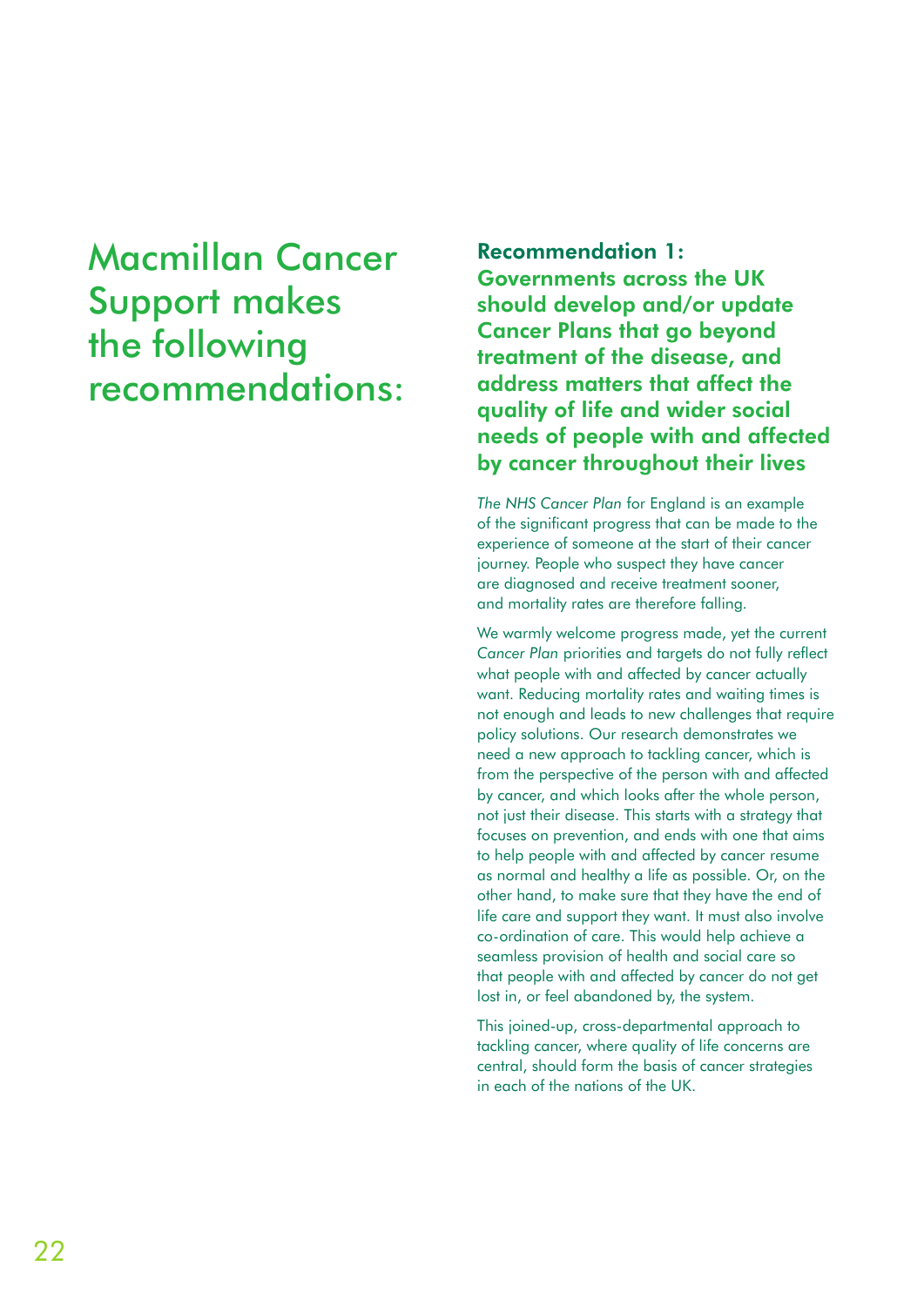# Macmillan Cancer Support makes the following recommendations:

## Recommendation 1: Governments across the UK should develop and/or update Cancer Plans that go beyond treatment of the disease, and address matters that affect the quality of life and wider social needs of people with and affected by cancer throughout their lives

*The NHS Cancer Plan* for England is an example of the significant progress that can be made to the experience of someone at the start of their cancer journey. People who suspect they have cancer are diagnosed and receive treatment sooner, and mortality rates are therefore falling.

We warmly welcome progress made, yet the current *Cancer Plan* priorities and targets do not fully reflect what people with and affected by cancer actually want. Reducing mortality rates and waiting times is not enough and leads to new challenges that require policy solutions. Our research demonstrates we need a new approach to tackling cancer, which is from the perspective of the person with and affected by cancer, and which looks after the whole person, not just their disease. This starts with a strategy that focuses on prevention, and ends with one that aims to help people with and affected by cancer resume as normal and healthy a life as possible. Or, on the other hand, to make sure that they have the end of life care and support they want. It must also involve co-ordination of care. This would help achieve a seamless provision of health and social care so that people with and affected by cancer do not get lost in, or feel abandoned by, the system.

This joined-up, cross-departmental approach to tackling cancer, where quality of life concerns are central, should form the basis of cancer strategies in each of the nations of the UK.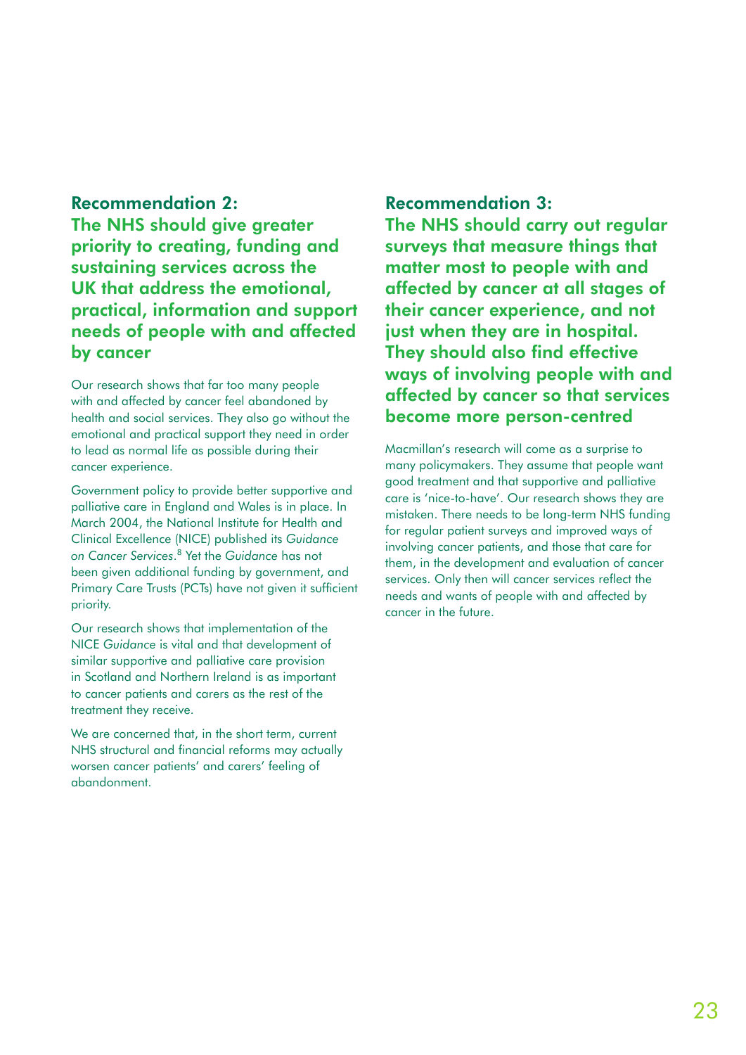## Recommendation 2:

## The NHS should give greater priority to creating, funding and sustaining services across the UK that address the emotional, practical, information and support needs of people with and affected by cancer

Our research shows that far too many people with and affected by cancer feel abandoned by health and social services. They also go without the emotional and practical support they need in order to lead as normal life as possible during their cancer experience.

Government policy to provide better supportive and palliative care in England and Wales is in place. In March 2004, the National Institute for Health and Clinical Excellence (NICE) published its *Guidance on Cancer Services*.[8] Yet the *Guidance* has not been given additional funding by government, and Primary Care Trusts (PCTs) have not given it sufficient priority.

Our research shows that implementation of the NICE *Guidance* is vital and that development of similar supportive and palliative care provision in Scotland and Northern Ireland is as important to cancer patients and carers as the rest of the treatment they receive.

We are concerned that, in the short term, current NHS structural and financial reforms may actually worsen cancer patients' and carers' feeling of abandonment.

## Recommendation 3:

## The NHS should carry out regular surveys that measure things that matter most to people with and affected by cancer at all stages of their cancer experience, and not just when they are in hospital. They should also find effective ways of involving people with and affected by cancer so that services become more person-centred

Macmillan's research will come as a surprise to many policymakers. They assume that people want good treatment and that supportive and palliative care is 'nice-to-have'. Our research shows they are mistaken. There needs to be long-term NHS funding for regular patient surveys and improved ways of involving cancer patients, and those that care for them, in the development and evaluation of cancer services. Only then will cancer services reflect the needs and wants of people with and affected by cancer in the future.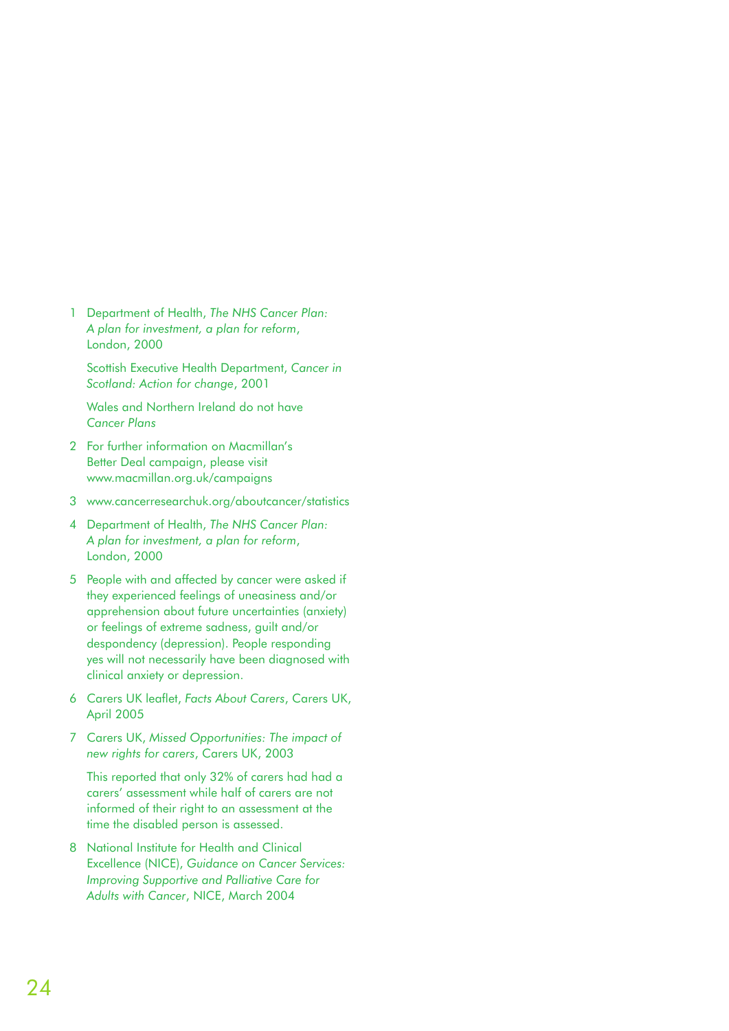1. Department of Health, *The NHS Cancer Plan: A plan for investment, a plan for reform*, London, 2000

   Scottish Executive Health Department, *Cancer in Scotland: Action for change*, 2001

   Wales and Northern Ireland do not have *Cancer Plans*

2. For further information on Macmillan's Better Deal campaign, please visit www.macmillan.org.uk/campaigns

3. www.cancerresearchuk.org/aboutcancer/statistics

4. Department of Health, *The NHS Cancer Plan: A plan for investment, a plan for reform*, London, 2000

5. People with and affected by cancer were asked if they experienced feelings of uneasiness and/or apprehension about future uncertainties (anxiety) or feelings of extreme sadness, guilt and/or despondency (depression). People responding yes will not necessarily have been diagnosed with clinical anxiety or depression.

6. Carers UK leaflet, *Facts About Carers*, Carers UK, April 2005

7. Carers UK, *Missed Opportunities: The impact of new rights for carers*, Carers UK, 2003

   This reported that only 32% of carers had had a carers' assessment while half of carers are not informed of their right to an assessment at the time the disabled person is assessed.

8. National Institute for Health and Clinical Excellence (NICE), *Guidance on Cancer Services: Improving Supportive and Palliative Care for Adults with Cancer*, NICE, March 2004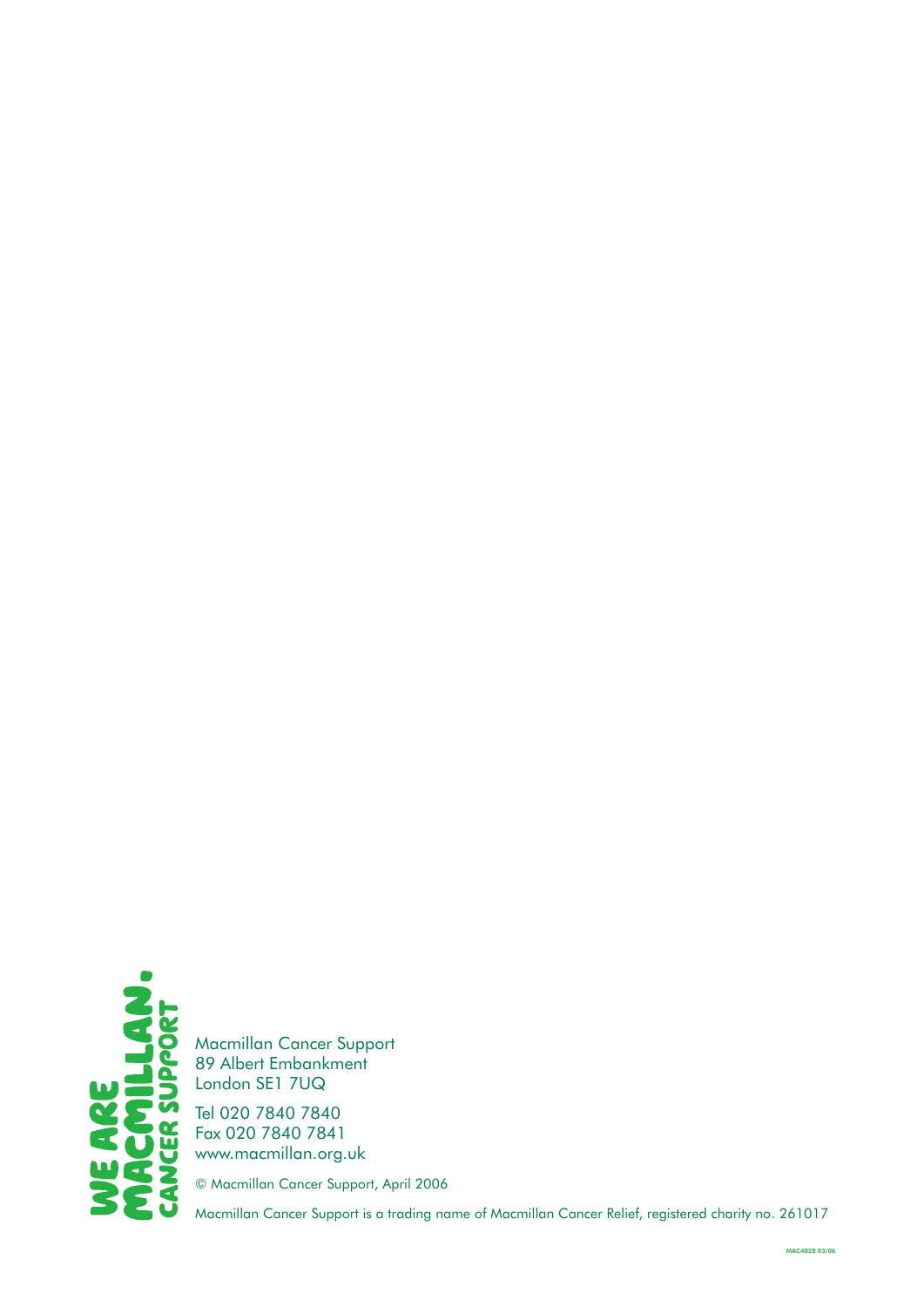WE ARE MACMILLAN. CANCER SUPPORT

Macmillan Cancer Support
89 Albert Embankment
London SE1 7UQ

Tel 020 7840 7840
Fax 020 7840 7841
www.macmillan.org.uk

© Macmillan Cancer Support, April 2006

Macmillan Cancer Support is a trading name of Macmillan Cancer Relief, registered charity no. 261017

MAC4020 03/06